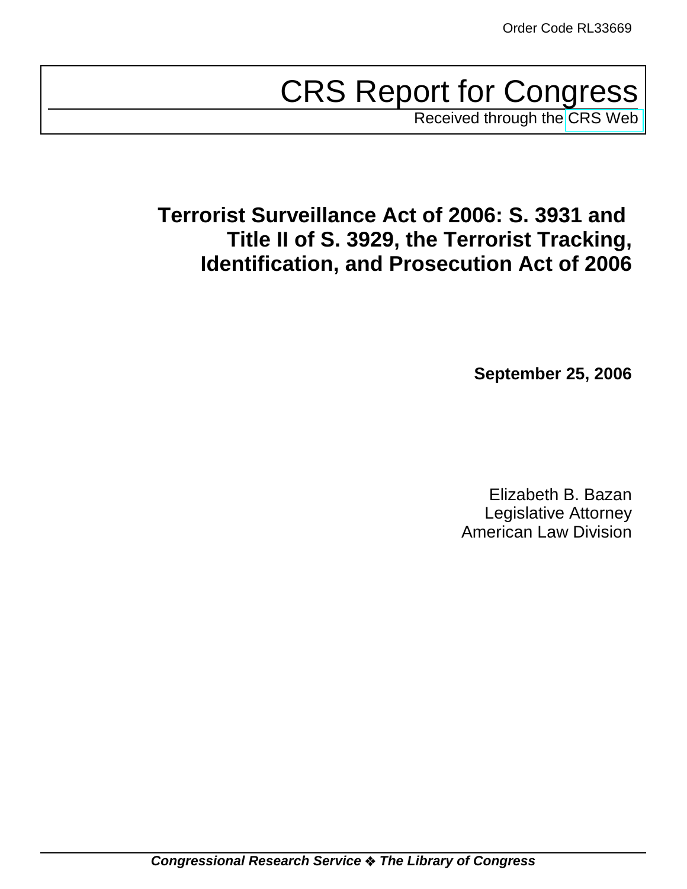Order Code RL33669

# CRS Report for Congress

Received through the CRS Web

## Terrorist Surveillance Act of 2006: S. 3931 and Title II of S. 3929, the Terrorist Tracking, Identification, and Prosecution Act of 2006

**September 25, 2006**

Elizabeth B. Bazan
Legislative Attorney
American Law Division

***Congressional Research Service ❖ The Library of Congress***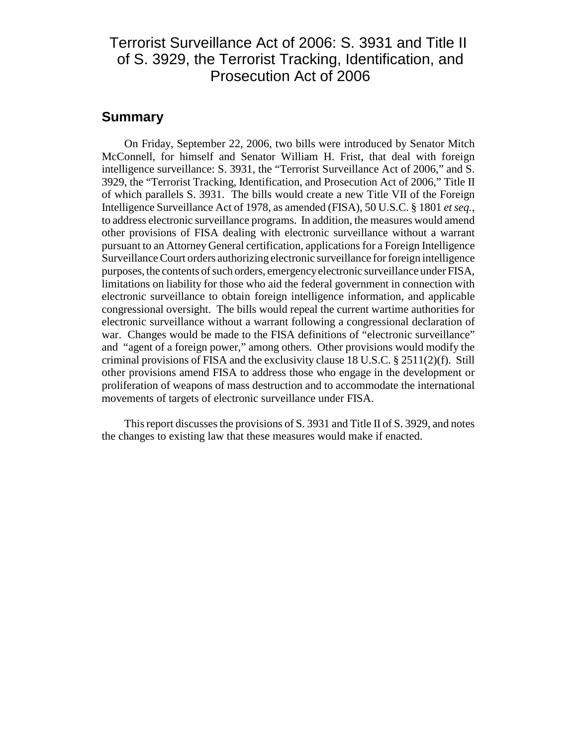# Terrorist Surveillance Act of 2006: S. 3931 and Title II of S. 3929, the Terrorist Tracking, Identification, and Prosecution Act of 2006

## Summary

On Friday, September 22, 2006, two bills were introduced by Senator Mitch McConnell, for himself and Senator William H. Frist, that deal with foreign intelligence surveillance: S. 3931, the "Terrorist Surveillance Act of 2006," and S. 3929, the "Terrorist Tracking, Identification, and Prosecution Act of 2006," Title II of which parallels S. 3931. The bills would create a new Title VII of the Foreign Intelligence Surveillance Act of 1978, as amended (FISA), 50 U.S.C. § 1801 *et seq.*, to address electronic surveillance programs. In addition, the measures would amend other provisions of FISA dealing with electronic surveillance without a warrant pursuant to an Attorney General certification, applications for a Foreign Intelligence Surveillance Court orders authorizing electronic surveillance for foreign intelligence purposes, the contents of such orders, emergency electronic surveillance under FISA, limitations on liability for those who aid the federal government in connection with electronic surveillance to obtain foreign intelligence information, and applicable congressional oversight. The bills would repeal the current wartime authorities for electronic surveillance without a warrant following a congressional declaration of war. Changes would be made to the FISA definitions of "electronic surveillance" and "agent of a foreign power," among others. Other provisions would modify the criminal provisions of FISA and the exclusivity clause 18 U.S.C. § 2511(2)(f). Still other provisions amend FISA to address those who engage in the development or proliferation of weapons of mass destruction and to accommodate the international movements of targets of electronic surveillance under FISA.

This report discusses the provisions of S. 3931 and Title II of S. 3929, and notes the changes to existing law that these measures would make if enacted.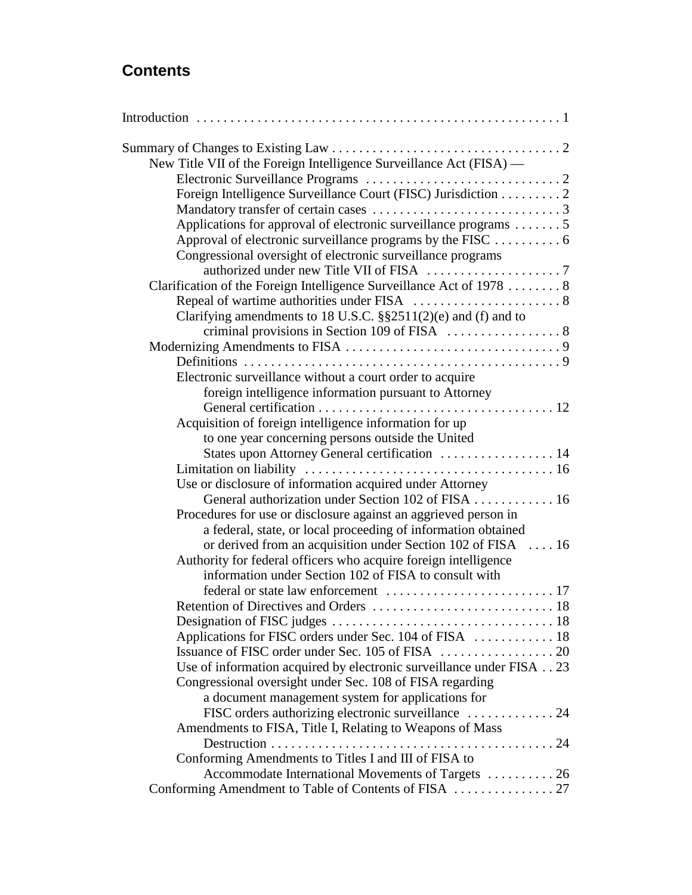## Contents

Introduction . . . . . . . . . . . . . . . . . . . . . . . . . . . . . . . . . . . . . . . . . . . . . . . . . . . . . 1

Summary of Changes to Existing Law . . . . . . . . . . . . . . . . . . . . . . . . . . . . . . . . . . 2
- New Title VII of the Foreign Intelligence Surveillance Act (FISA) — Electronic Surveillance Programs . . . . . . . . . . . . . . . . . . . . . . . . . . . . . 2
  - Foreign Intelligence Surveillance Court (FISC) Jurisdiction . . . . . . . . . 2
  - Mandatory transfer of certain cases . . . . . . . . . . . . . . . . . . . . . . . . . . . 3
  - Applications for approval of electronic surveillance programs . . . . . . . 5
  - Approval of electronic surveillance programs by the FISC . . . . . . . . . . 6
  - Congressional oversight of electronic surveillance programs authorized under new Title VII of FISA . . . . . . . . . . . . . . . . . . . . 7
- Clarification of the Foreign Intelligence Surveillance Act of 1978 . . . . . . . . 8
  - Repeal of wartime authorities under FISA . . . . . . . . . . . . . . . . . . . . . . 8
  - Clarifying amendments to 18 U.S.C. §§2511(2)(e) and (f) and to criminal provisions in Section 109 of FISA . . . . . . . . . . . . . . . . . 8
- Modernizing Amendments to FISA . . . . . . . . . . . . . . . . . . . . . . . . . . . . . . . . 9
  - Definitions . . . . . . . . . . . . . . . . . . . . . . . . . . . . . . . . . . . . . . . . . . . . . . . 9
  - Electronic surveillance without a court order to acquire foreign intelligence information pursuant to Attorney General certification . . . . . . . . . . . . . . . . . . . . . . . . . . . . . . . . . . . 12
  - Acquisition of foreign intelligence information for up to one year concerning persons outside the United States upon Attorney General certification . . . . . . . . . . . . . . . . . 14
  - Limitation on liability . . . . . . . . . . . . . . . . . . . . . . . . . . . . . . . . . . . . . 16
  - Use or disclosure of information acquired under Attorney General authorization under Section 102 of FISA . . . . . . . . . . . . 16
  - Procedures for use or disclosure against an aggrieved person in a federal, state, or local proceeding of information obtained or derived from an acquisition under Section 102 of FISA . . . . 16
  - Authority for federal officers who acquire foreign intelligence information under Section 102 of FISA to consult with federal or state law enforcement . . . . . . . . . . . . . . . . . . . . . . . . . 17
  - Retention of Directives and Orders . . . . . . . . . . . . . . . . . . . . . . . . . . . 18
  - Designation of FISC judges . . . . . . . . . . . . . . . . . . . . . . . . . . . . . . . . . 18
  - Applications for FISC orders under Sec. 104 of FISA . . . . . . . . . . . . 18
  - Issuance of FISC order under Sec. 105 of FISA . . . . . . . . . . . . . . . . . 20
  - Use of information acquired by electronic surveillance under FISA . . 23
  - Congressional oversight under Sec. 108 of FISA regarding a document management system for applications for FISC orders authorizing electronic surveillance . . . . . . . . . . . . . 24
  - Amendments to FISA, Title I, Relating to Weapons of Mass Destruction . . . . . . . . . . . . . . . . . . . . . . . . . . . . . . . . . . . . . . . . . . 24
  - Conforming Amendments to Titles I and III of FISA to Accommodate International Movements of Targets . . . . . . . . . . 26
- Conforming Amendment to Table of Contents of FISA . . . . . . . . . . . . . . . 27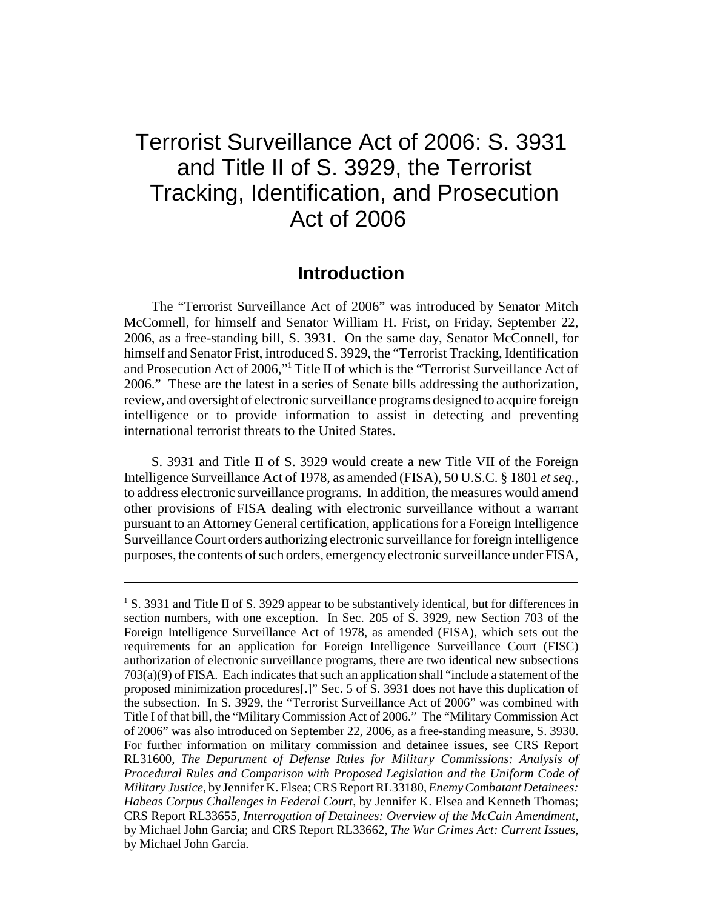# Terrorist Surveillance Act of 2006: S. 3931 and Title II of S. 3929, the Terrorist Tracking, Identification, and Prosecution Act of 2006

## Introduction

The "Terrorist Surveillance Act of 2006" was introduced by Senator Mitch McConnell, for himself and Senator William H. Frist, on Friday, September 22, 2006, as a free-standing bill, S. 3931. On the same day, Senator McConnell, for himself and Senator Frist, introduced S. 3929, the "Terrorist Tracking, Identification and Prosecution Act of 2006,"[1] Title II of which is the "Terrorist Surveillance Act of 2006." These are the latest in a series of Senate bills addressing the authorization, review, and oversight of electronic surveillance programs designed to acquire foreign intelligence or to provide information to assist in detecting and preventing international terrorist threats to the United States.

S. 3931 and Title II of S. 3929 would create a new Title VII of the Foreign Intelligence Surveillance Act of 1978, as amended (FISA), 50 U.S.C. § 1801 *et seq.*, to address electronic surveillance programs. In addition, the measures would amend other provisions of FISA dealing with electronic surveillance without a warrant pursuant to an Attorney General certification, applications for a Foreign Intelligence Surveillance Court orders authorizing electronic surveillance for foreign intelligence purposes, the contents of such orders, emergency electronic surveillance under FISA,

---

[1] S. 3931 and Title II of S. 3929 appear to be substantively identical, but for differences in section numbers, with one exception. In Sec. 205 of S. 3929, new Section 703 of the Foreign Intelligence Surveillance Act of 1978, as amended (FISA), which sets out the requirements for an application for Foreign Intelligence Surveillance Court (FISC) authorization of electronic surveillance programs, there are two identical new subsections 703(a)(9) of FISA. Each indicates that such an application shall "include a statement of the proposed minimization procedures[.]" Sec. 5 of S. 3931 does not have this duplication of the subsection. In S. 3929, the "Terrorist Surveillance Act of 2006" was combined with Title I of that bill, the "Military Commission Act of 2006." The "Military Commission Act of 2006" was also introduced on September 22, 2006, as a free-standing measure, S. 3930. For further information on military commission and detainee issues, see CRS Report RL31600, *The Department of Defense Rules for Military Commissions: Analysis of Procedural Rules and Comparison with Proposed Legislation and the Uniform Code of Military Justice*, by Jennifer K. Elsea; CRS Report RL33180, *Enemy Combatant Detainees: Habeas Corpus Challenges in Federal Court*, by Jennifer K. Elsea and Kenneth Thomas; CRS Report RL33655, *Interrogation of Detainees: Overview of the McCain Amendment*, by Michael John Garcia; and CRS Report RL33662, *The War Crimes Act: Current Issues*, by Michael John Garcia.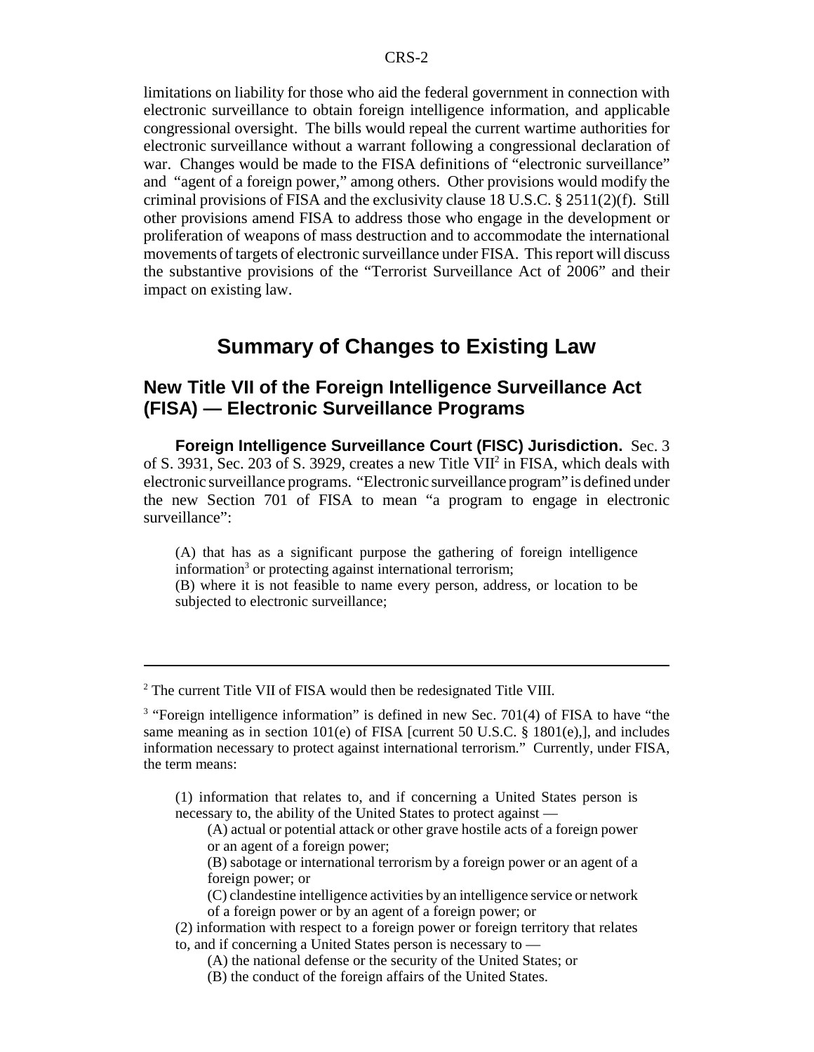limitations on liability for those who aid the federal government in connection with electronic surveillance to obtain foreign intelligence information, and applicable congressional oversight. The bills would repeal the current wartime authorities for electronic surveillance without a warrant following a congressional declaration of war. Changes would be made to the FISA definitions of "electronic surveillance" and "agent of a foreign power," among others. Other provisions would modify the criminal provisions of FISA and the exclusivity clause 18 U.S.C. § 2511(2)(f). Still other provisions amend FISA to address those who engage in the development or proliferation of weapons of mass destruction and to accommodate the international movements of targets of electronic surveillance under FISA. This report will discuss the substantive provisions of the "Terrorist Surveillance Act of 2006" and their impact on existing law.

# Summary of Changes to Existing Law

## New Title VII of the Foreign Intelligence Surveillance Act (FISA) — Electronic Surveillance Programs

**Foreign Intelligence Surveillance Court (FISC) Jurisdiction.** Sec. 3 of S. 3931, Sec. 203 of S. 3929, creates a new Title VII[2] in FISA, which deals with electronic surveillance programs. "Electronic surveillance program" is defined under the new Section 701 of FISA to mean "a program to engage in electronic surveillance":

> (A) that has as a significant purpose the gathering of foreign intelligence information[3] or protecting against international terrorism;
> (B) where it is not feasible to name every person, address, or location to be subjected to electronic surveillance;

---

[2] The current Title VII of FISA would then be redesignated Title VIII.

[3] "Foreign intelligence information" is defined in new Sec. 701(4) of FISA to have "the same meaning as in section 101(e) of FISA [current 50 U.S.C. § 1801(e),], and includes information necessary to protect against international terrorism." Currently, under FISA, the term means:

> (1) information that relates to, and if concerning a United States person is necessary to, the ability of the United States to protect against —
>
> (A) actual or potential attack or other grave hostile acts of a foreign power or an agent of a foreign power;
>
> (B) sabotage or international terrorism by a foreign power or an agent of a foreign power; or
>
> (C) clandestine intelligence activities by an intelligence service or network of a foreign power or by an agent of a foreign power; or
>
> (2) information with respect to a foreign power or foreign territory that relates to, and if concerning a United States person is necessary to —
>
> (A) the national defense or the security of the United States; or
>
> (B) the conduct of the foreign affairs of the United States.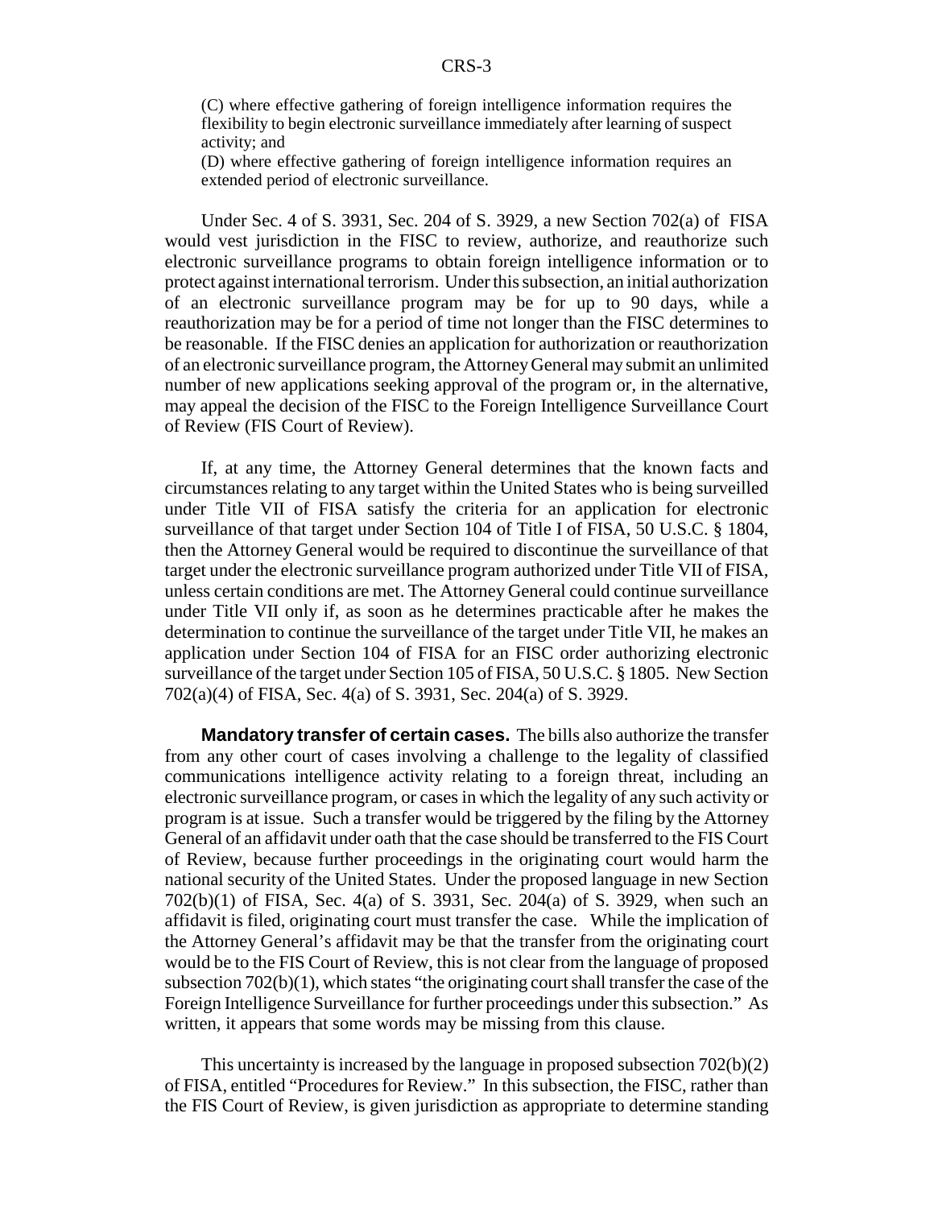(C) where effective gathering of foreign intelligence information requires the flexibility to begin electronic surveillance immediately after learning of suspect activity; and

(D) where effective gathering of foreign intelligence information requires an extended period of electronic surveillance.

Under Sec. 4 of S. 3931, Sec. 204 of S. 3929, a new Section 702(a) of FISA would vest jurisdiction in the FISC to review, authorize, and reauthorize such electronic surveillance programs to obtain foreign intelligence information or to protect against international terrorism. Under this subsection, an initial authorization of an electronic surveillance program may be for up to 90 days, while a reauthorization may be for a period of time not longer than the FISC determines to be reasonable. If the FISC denies an application for authorization or reauthorization of an electronic surveillance program, the Attorney General may submit an unlimited number of new applications seeking approval of the program or, in the alternative, may appeal the decision of the FISC to the Foreign Intelligence Surveillance Court of Review (FIS Court of Review).

If, at any time, the Attorney General determines that the known facts and circumstances relating to any target within the United States who is being surveilled under Title VII of FISA satisfy the criteria for an application for electronic surveillance of that target under Section 104 of Title I of FISA, 50 U.S.C. § 1804, then the Attorney General would be required to discontinue the surveillance of that target under the electronic surveillance program authorized under Title VII of FISA, unless certain conditions are met. The Attorney General could continue surveillance under Title VII only if, as soon as he determines practicable after he makes the determination to continue the surveillance of the target under Title VII, he makes an application under Section 104 of FISA for an FISC order authorizing electronic surveillance of the target under Section 105 of FISA, 50 U.S.C. § 1805. New Section 702(a)(4) of FISA, Sec. 4(a) of S. 3931, Sec. 204(a) of S. 3929.

**Mandatory transfer of certain cases.** The bills also authorize the transfer from any other court of cases involving a challenge to the legality of classified communications intelligence activity relating to a foreign threat, including an electronic surveillance program, or cases in which the legality of any such activity or program is at issue. Such a transfer would be triggered by the filing by the Attorney General of an affidavit under oath that the case should be transferred to the FIS Court of Review, because further proceedings in the originating court would harm the national security of the United States. Under the proposed language in new Section 702(b)(1) of FISA, Sec. 4(a) of S. 3931, Sec. 204(a) of S. 3929, when such an affidavit is filed, originating court must transfer the case. While the implication of the Attorney General's affidavit may be that the transfer from the originating court would be to the FIS Court of Review, this is not clear from the language of proposed subsection 702(b)(1), which states "the originating court shall transfer the case of the Foreign Intelligence Surveillance for further proceedings under this subsection." As written, it appears that some words may be missing from this clause.

This uncertainty is increased by the language in proposed subsection 702(b)(2) of FISA, entitled "Procedures for Review." In this subsection, the FISC, rather than the FIS Court of Review, is given jurisdiction as appropriate to determine standing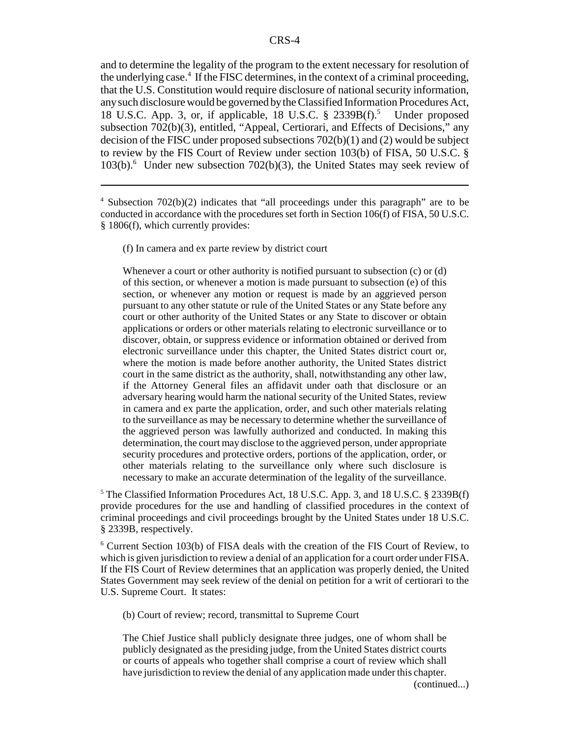and to determine the legality of the program to the extent necessary for resolution of the underlying case.[4] If the FISC determines, in the context of a criminal proceeding, that the U.S. Constitution would require disclosure of national security information, any such disclosure would be governed by the Classified Information Procedures Act, 18 U.S.C. App. 3, or, if applicable, 18 U.S.C. § 2339B(f).[5] Under proposed subsection 702(b)(3), entitled, "Appeal, Certiorari, and Effects of Decisions," any decision of the FISC under proposed subsections 702(b)(1) and (2) would be subject to review by the FIS Court of Review under section 103(b) of FISA, 50 U.S.C. § 103(b).[6] Under new subsection 702(b)(3), the United States may seek review of

---

[4] Subsection 702(b)(2) indicates that "all proceedings under this paragraph" are to be conducted in accordance with the procedures set forth in Section 106(f) of FISA, 50 U.S.C. § 1806(f), which currently provides:

> (f) In camera and ex parte review by district court
>
> Whenever a court or other authority is notified pursuant to subsection (c) or (d) of this section, or whenever a motion is made pursuant to subsection (e) of this section, or whenever any motion or request is made by an aggrieved person pursuant to any other statute or rule of the United States or any State before any court or other authority of the United States or any State to discover or obtain applications or orders or other materials relating to electronic surveillance or to discover, obtain, or suppress evidence or information obtained or derived from electronic surveillance under this chapter, the United States district court or, where the motion is made before another authority, the United States district court in the same district as the authority, shall, notwithstanding any other law, if the Attorney General files an affidavit under oath that disclosure or an adversary hearing would harm the national security of the United States, review in camera and ex parte the application, order, and such other materials relating to the surveillance as may be necessary to determine whether the surveillance of the aggrieved person was lawfully authorized and conducted. In making this determination, the court may disclose to the aggrieved person, under appropriate security procedures and protective orders, portions of the application, order, or other materials relating to the surveillance only where such disclosure is necessary to make an accurate determination of the legality of the surveillance.

[5] The Classified Information Procedures Act, 18 U.S.C. App. 3, and 18 U.S.C. § 2339B(f) provide procedures for the use and handling of classified procedures in the context of criminal proceedings and civil proceedings brought by the United States under 18 U.S.C. § 2339B, respectively.

[6] Current Section 103(b) of FISA deals with the creation of the FIS Court of Review, to which is given jurisdiction to review a denial of an application for a court order under FISA. If the FIS Court of Review determines that an application was properly denied, the United States Government may seek review of the denial on petition for a writ of certiorari to the U.S. Supreme Court. It states:

> (b) Court of review; record, transmittal to Supreme Court
>
> The Chief Justice shall publicly designate three judges, one of whom shall be publicly designated as the presiding judge, from the United States district courts or courts of appeals who together shall comprise a court of review which shall have jurisdiction to review the denial of any application made under this chapter.

(continued...)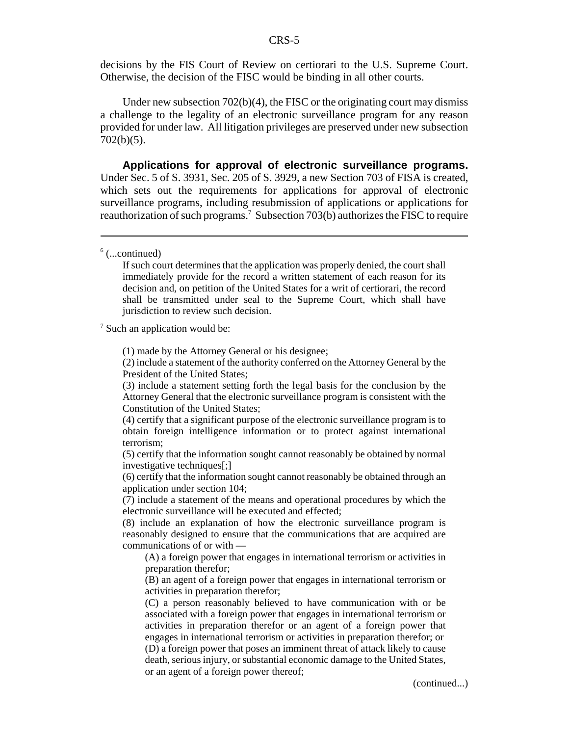decisions by the FIS Court of Review on certiorari to the U.S. Supreme Court. Otherwise, the decision of the FISC would be binding in all other courts.

Under new subsection 702(b)(4), the FISC or the originating court may dismiss a challenge to the legality of an electronic surveillance program for any reason provided for under law. All litigation privileges are preserved under new subsection 702(b)(5).

**Applications for approval of electronic surveillance programs.** Under Sec. 5 of S. 3931, Sec. 205 of S. 3929, a new Section 703 of FISA is created, which sets out the requirements for applications for approval of electronic surveillance programs, including resubmission of applications or applications for reauthorization of such programs.[7] Subsection 703(b) authorizes the FISC to require

---

[6] (...continued)

> If such court determines that the application was properly denied, the court shall immediately provide for the record a written statement of each reason for its decision and, on petition of the United States for a writ of certiorari, the record shall be transmitted under seal to the Supreme Court, which shall have jurisdiction to review such decision.

[7] Such an application would be:

> (1) made by the Attorney General or his designee;
> (2) include a statement of the authority conferred on the Attorney General by the President of the United States;
> (3) include a statement setting forth the legal basis for the conclusion by the Attorney General that the electronic surveillance program is consistent with the Constitution of the United States;
> (4) certify that a significant purpose of the electronic surveillance program is to obtain foreign intelligence information or to protect against international terrorism;
> (5) certify that the information sought cannot reasonably be obtained by normal investigative techniques[;]
> (6) certify that the information sought cannot reasonably be obtained through an application under section 104;
> (7) include a statement of the means and operational procedures by which the electronic surveillance will be executed and effected;
> (8) include an explanation of how the electronic surveillance program is reasonably designed to ensure that the communications that are acquired are communications of or with —
>
> (A) a foreign power that engages in international terrorism or activities in preparation therefor;
> (B) an agent of a foreign power that engages in international terrorism or activities in preparation therefor;
> (C) a person reasonably believed to have communication with or be associated with a foreign power that engages in international terrorism or activities in preparation therefor or an agent of a foreign power that engages in international terrorism or activities in preparation therefor; or
> (D) a foreign power that poses an imminent threat of attack likely to cause death, serious injury, or substantial economic damage to the United States, or an agent of a foreign power thereof;

(continued...)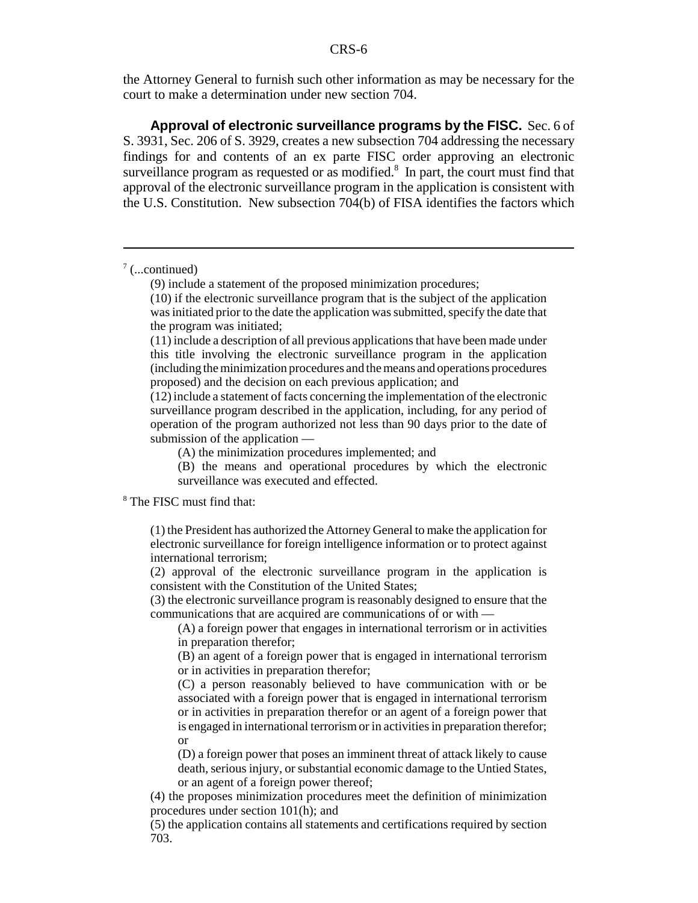the Attorney General to furnish such other information as may be necessary for the court to make a determination under new section 704.

**Approval of electronic surveillance programs by the FISC.** Sec. 6 of S. 3931, Sec. 206 of S. 3929, creates a new subsection 704 addressing the necessary findings for and contents of an ex parte FISC order approving an electronic surveillance program as requested or as modified.[8] In part, the court must find that approval of the electronic surveillance program in the application is consistent with the U.S. Constitution. New subsection 704(b) of FISA identifies the factors which

---

[7] (...continued)

> (9) include a statement of the proposed minimization procedures;
>
> (10) if the electronic surveillance program that is the subject of the application was initiated prior to the date the application was submitted, specify the date that the program was initiated;
>
> (11) include a description of all previous applications that have been made under this title involving the electronic surveillance program in the application (including the minimization procedures and the means and operations procedures proposed) and the decision on each previous application; and
>
> (12) include a statement of facts concerning the implementation of the electronic surveillance program described in the application, including, for any period of operation of the program authorized not less than 90 days prior to the date of submission of the application —
>
> > (A) the minimization procedures implemented; and
> >
> > (B) the means and operational procedures by which the electronic surveillance was executed and effected.

[8] The FISC must find that:

> (1) the President has authorized the Attorney General to make the application for electronic surveillance for foreign intelligence information or to protect against international terrorism;
>
> (2) approval of the electronic surveillance program in the application is consistent with the Constitution of the United States;
>
> (3) the electronic surveillance program is reasonably designed to ensure that the communications that are acquired are communications of or with —
>
> > (A) a foreign power that engages in international terrorism or in activities in preparation therefor;
> >
> > (B) an agent of a foreign power that is engaged in international terrorism or in activities in preparation therefor;
> >
> > (C) a person reasonably believed to have communication with or be associated with a foreign power that is engaged in international terrorism or in activities in preparation therefor or an agent of a foreign power that is engaged in international terrorism or in activities in preparation therefor; or
> >
> > (D) a foreign power that poses an imminent threat of attack likely to cause death, serious injury, or substantial economic damage to the Untied States, or an agent of a foreign power thereof;
>
> (4) the proposes minimization procedures meet the definition of minimization procedures under section 101(h); and
>
> (5) the application contains all statements and certifications required by section 703.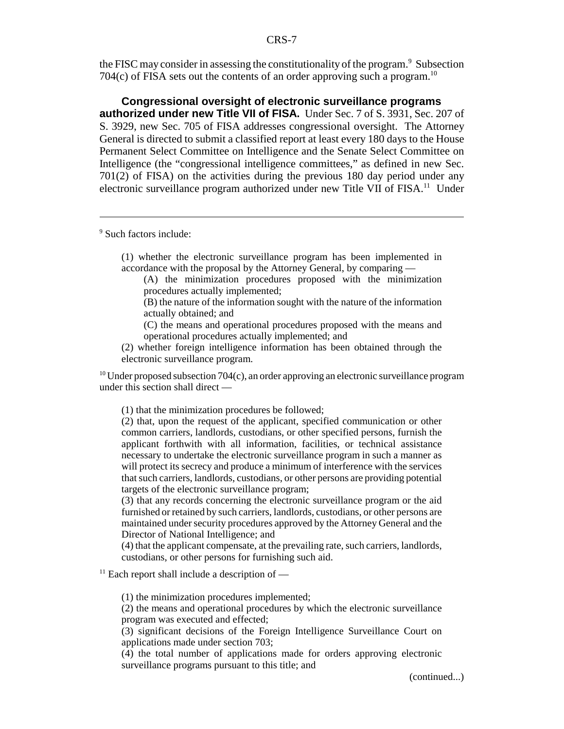the FISC may consider in assessing the constitutionality of the program.[9] Subsection 704(c) of FISA sets out the contents of an order approving such a program.[10]

**Congressional oversight of electronic surveillance programs authorized under new Title VII of FISA.** Under Sec. 7 of S. 3931, Sec. 207 of S. 3929, new Sec. 705 of FISA addresses congressional oversight. The Attorney General is directed to submit a classified report at least every 180 days to the House Permanent Select Committee on Intelligence and the Senate Select Committee on Intelligence (the "congressional intelligence committees," as defined in new Sec. 701(2) of FISA) on the activities during the previous 180 day period under any electronic surveillance program authorized under new Title VII of FISA.[11] Under

---

[9] Such factors include:

> (1) whether the electronic surveillance program has been implemented in accordance with the proposal by the Attorney General, by comparing —
>
> > (A) the minimization procedures proposed with the minimization procedures actually implemented;
> >
> > (B) the nature of the information sought with the nature of the information actually obtained; and
> >
> > (C) the means and operational procedures proposed with the means and operational procedures actually implemented; and
>
> (2) whether foreign intelligence information has been obtained through the electronic surveillance program.

[10] Under proposed subsection 704(c), an order approving an electronic surveillance program under this section shall direct —

> (1) that the minimization procedures be followed;
>
> (2) that, upon the request of the applicant, specified communication or other common carriers, landlords, custodians, or other specified persons, furnish the applicant forthwith with all information, facilities, or technical assistance necessary to undertake the electronic surveillance program in such a manner as will protect its secrecy and produce a minimum of interference with the services that such carriers, landlords, custodians, or other persons are providing potential targets of the electronic surveillance program;
>
> (3) that any records concerning the electronic surveillance program or the aid furnished or retained by such carriers, landlords, custodians, or other persons are maintained under security procedures approved by the Attorney General and the Director of National Intelligence; and
>
> (4) that the applicant compensate, at the prevailing rate, such carriers, landlords, custodians, or other persons for furnishing such aid.

[11] Each report shall include a description of —

> (1) the minimization procedures implemented;
>
> (2) the means and operational procedures by which the electronic surveillance program was executed and effected;
>
> (3) significant decisions of the Foreign Intelligence Surveillance Court on applications made under section 703;
>
> (4) the total number of applications made for orders approving electronic surveillance programs pursuant to this title; and

(continued...)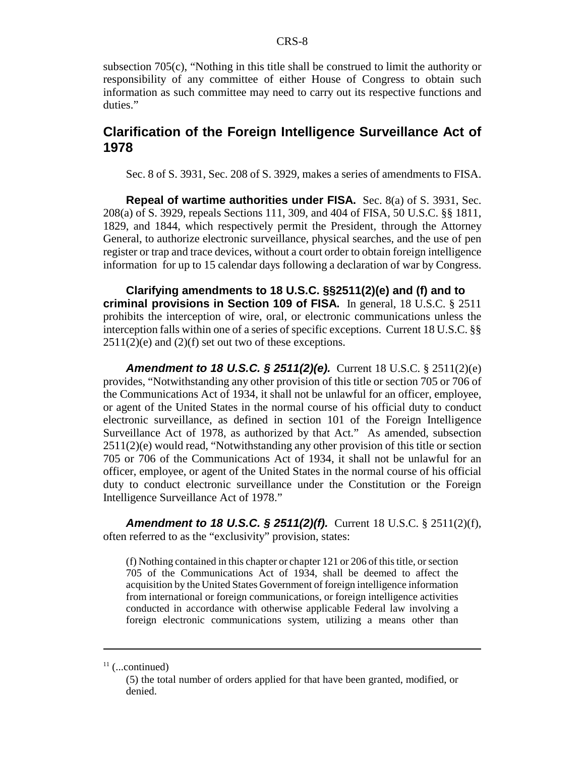subsection 705(c), "Nothing in this title shall be construed to limit the authority or responsibility of any committee of either House of Congress to obtain such information as such committee may need to carry out its respective functions and duties."

## Clarification of the Foreign Intelligence Surveillance Act of 1978

Sec. 8 of S. 3931, Sec. 208 of S. 3929, makes a series of amendments to FISA.

**Repeal of wartime authorities under FISA.** Sec. 8(a) of S. 3931, Sec. 208(a) of S. 3929, repeals Sections 111, 309, and 404 of FISA, 50 U.S.C. §§ 1811, 1829, and 1844, which respectively permit the President, through the Attorney General, to authorize electronic surveillance, physical searches, and the use of pen register or trap and trace devices, without a court order to obtain foreign intelligence information for up to 15 calendar days following a declaration of war by Congress.

**Clarifying amendments to 18 U.S.C. §§2511(2)(e) and (f) and to criminal provisions in Section 109 of FISA.** In general, 18 U.S.C. § 2511 prohibits the interception of wire, oral, or electronic communications unless the interception falls within one of a series of specific exceptions. Current 18 U.S.C. §§ 2511(2)(e) and (2)(f) set out two of these exceptions.

***Amendment to 18 U.S.C. § 2511(2)(e).*** Current 18 U.S.C. § 2511(2)(e) provides, "Notwithstanding any other provision of this title or section 705 or 706 of the Communications Act of 1934, it shall not be unlawful for an officer, employee, or agent of the United States in the normal course of his official duty to conduct electronic surveillance, as defined in section 101 of the Foreign Intelligence Surveillance Act of 1978, as authorized by that Act." As amended, subsection 2511(2)(e) would read, "Notwithstanding any other provision of this title or section 705 or 706 of the Communications Act of 1934, it shall not be unlawful for an officer, employee, or agent of the United States in the normal course of his official duty to conduct electronic surveillance under the Constitution or the Foreign Intelligence Surveillance Act of 1978."

***Amendment to 18 U.S.C. § 2511(2)(f).*** Current 18 U.S.C. § 2511(2)(f), often referred to as the "exclusivity" provision, states:

> (f) Nothing contained in this chapter or chapter 121 or 206 of this title, or section 705 of the Communications Act of 1934, shall be deemed to affect the acquisition by the United States Government of foreign intelligence information from international or foreign communications, or foreign intelligence activities conducted in accordance with otherwise applicable Federal law involving a foreign electronic communications system, utilizing a means other than

---

[11] (...continued)

(5) the total number of orders applied for that have been granted, modified, or denied.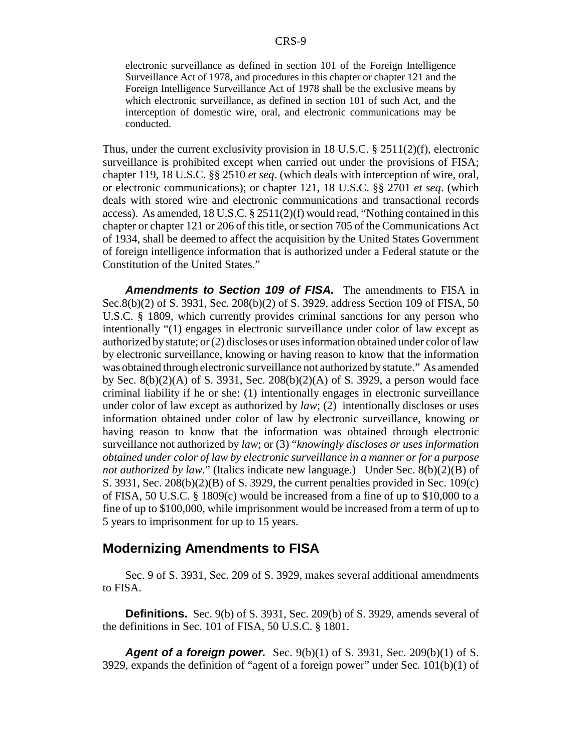> electronic surveillance as defined in section 101 of the Foreign Intelligence Surveillance Act of 1978, and procedures in this chapter or chapter 121 and the Foreign Intelligence Surveillance Act of 1978 shall be the exclusive means by which electronic surveillance, as defined in section 101 of such Act, and the interception of domestic wire, oral, and electronic communications may be conducted.

Thus, under the current exclusivity provision in 18 U.S.C. § 2511(2)(f), electronic surveillance is prohibited except when carried out under the provisions of FISA; chapter 119, 18 U.S.C. §§ 2510 *et seq*. (which deals with interception of wire, oral, or electronic communications); or chapter 121, 18 U.S.C. §§ 2701 *et seq*. (which deals with stored wire and electronic communications and transactional records access). As amended, 18 U.S.C. § 2511(2)(f) would read, "Nothing contained in this chapter or chapter 121 or 206 of this title, or section 705 of the Communications Act of 1934, shall be deemed to affect the acquisition by the United States Government of foreign intelligence information that is authorized under a Federal statute or the Constitution of the United States."

***Amendments to Section 109 of FISA.*** The amendments to FISA in Sec.8(b)(2) of S. 3931, Sec. 208(b)(2) of S. 3929, address Section 109 of FISA, 50 U.S.C. § 1809, which currently provides criminal sanctions for any person who intentionally "(1) engages in electronic surveillance under color of law except as authorized by statute; or (2) discloses or uses information obtained under color of law by electronic surveillance, knowing or having reason to know that the information was obtained through electronic surveillance not authorized by statute." As amended by Sec. 8(b)(2)(A) of S. 3931, Sec. 208(b)(2)(A) of S. 3929, a person would face criminal liability if he or she: (1) intentionally engages in electronic surveillance under color of law except as authorized by *law*; (2) intentionally discloses or uses information obtained under color of law by electronic surveillance, knowing or having reason to know that the information was obtained through electronic surveillance not authorized by *law*; or (3) "*knowingly discloses or uses information obtained under color of law by electronic surveillance in a manner or for a purpose not authorized by law*." (Italics indicate new language.) Under Sec. 8(b)(2)(B) of S. 3931, Sec. 208(b)(2)(B) of S. 3929, the current penalties provided in Sec. 109(c) of FISA, 50 U.S.C. § 1809(c) would be increased from a fine of up to $10,000 to a fine of up to $100,000, while imprisonment would be increased from a term of up to 5 years to imprisonment for up to 15 years.

## Modernizing Amendments to FISA

Sec. 9 of S. 3931, Sec. 209 of S. 3929, makes several additional amendments to FISA.

**Definitions.** Sec. 9(b) of S. 3931, Sec. 209(b) of S. 3929, amends several of the definitions in Sec. 101 of FISA, 50 U.S.C. § 1801.

***Agent of a foreign power.*** Sec. 9(b)(1) of S. 3931, Sec. 209(b)(1) of S. 3929, expands the definition of "agent of a foreign power" under Sec. 101(b)(1) of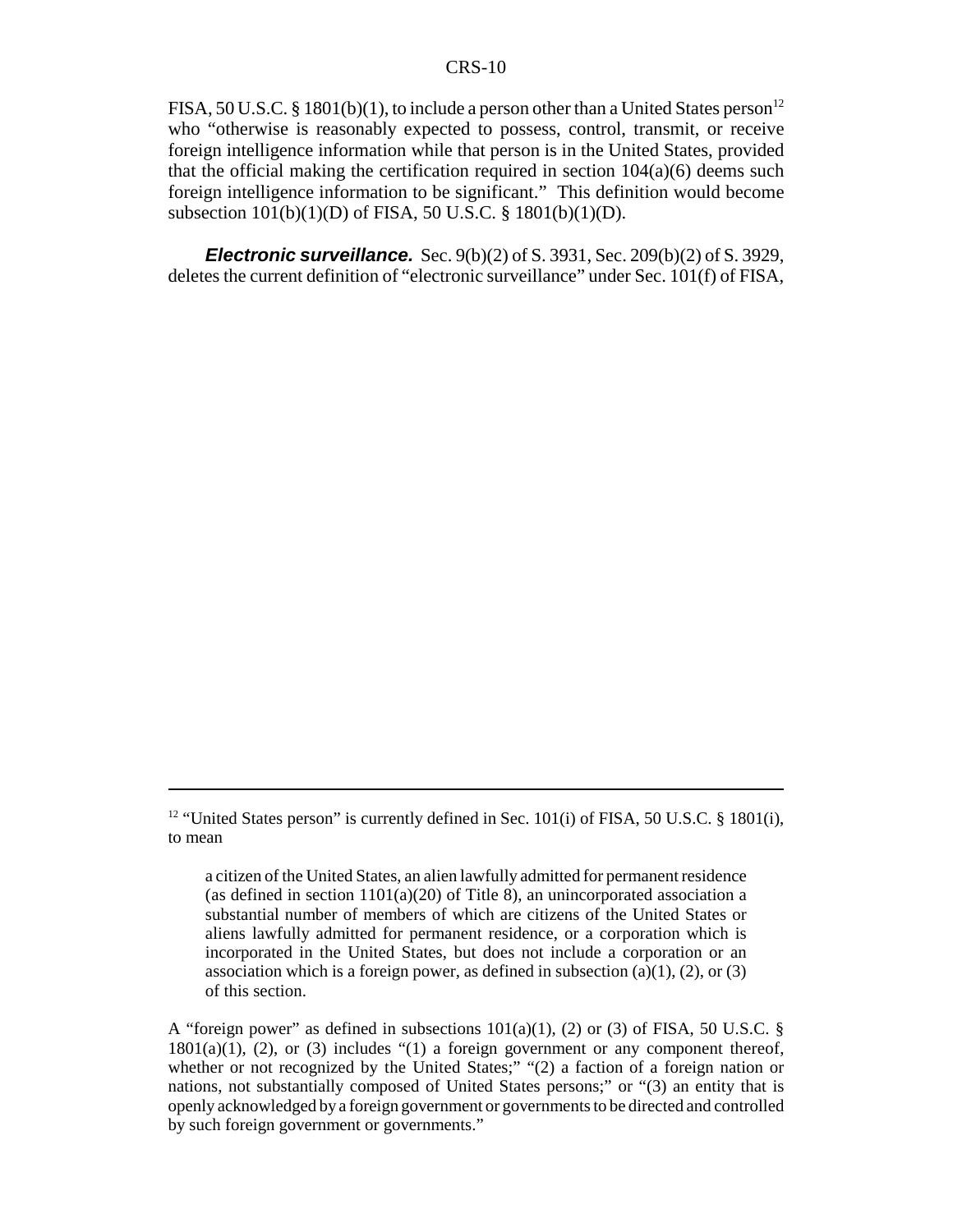FISA, 50 U.S.C. § 1801(b)(1), to include a person other than a United States person[12] who "otherwise is reasonably expected to possess, control, transmit, or receive foreign intelligence information while that person is in the United States, provided that the official making the certification required in section 104(a)(6) deems such foreign intelligence information to be significant." This definition would become subsection 101(b)(1)(D) of FISA, 50 U.S.C. § 1801(b)(1)(D).

***Electronic surveillance.*** Sec. 9(b)(2) of S. 3931, Sec. 209(b)(2) of S. 3929, deletes the current definition of "electronic surveillance" under Sec. 101(f) of FISA,

---

[12] "United States person" is currently defined in Sec. 101(i) of FISA, 50 U.S.C. § 1801(i), to mean

> a citizen of the United States, an alien lawfully admitted for permanent residence (as defined in section 1101(a)(20) of Title 8), an unincorporated association a substantial number of members of which are citizens of the United States or aliens lawfully admitted for permanent residence, or a corporation which is incorporated in the United States, but does not include a corporation or an association which is a foreign power, as defined in subsection (a)(1), (2), or (3) of this section.

A "foreign power" as defined in subsections 101(a)(1), (2) or (3) of FISA, 50 U.S.C. § 1801(a)(1), (2), or (3) includes "(1) a foreign government or any component thereof, whether or not recognized by the United States;" "(2) a faction of a foreign nation or nations, not substantially composed of United States persons;" or "(3) an entity that is openly acknowledged by a foreign government or governments to be directed and controlled by such foreign government or governments."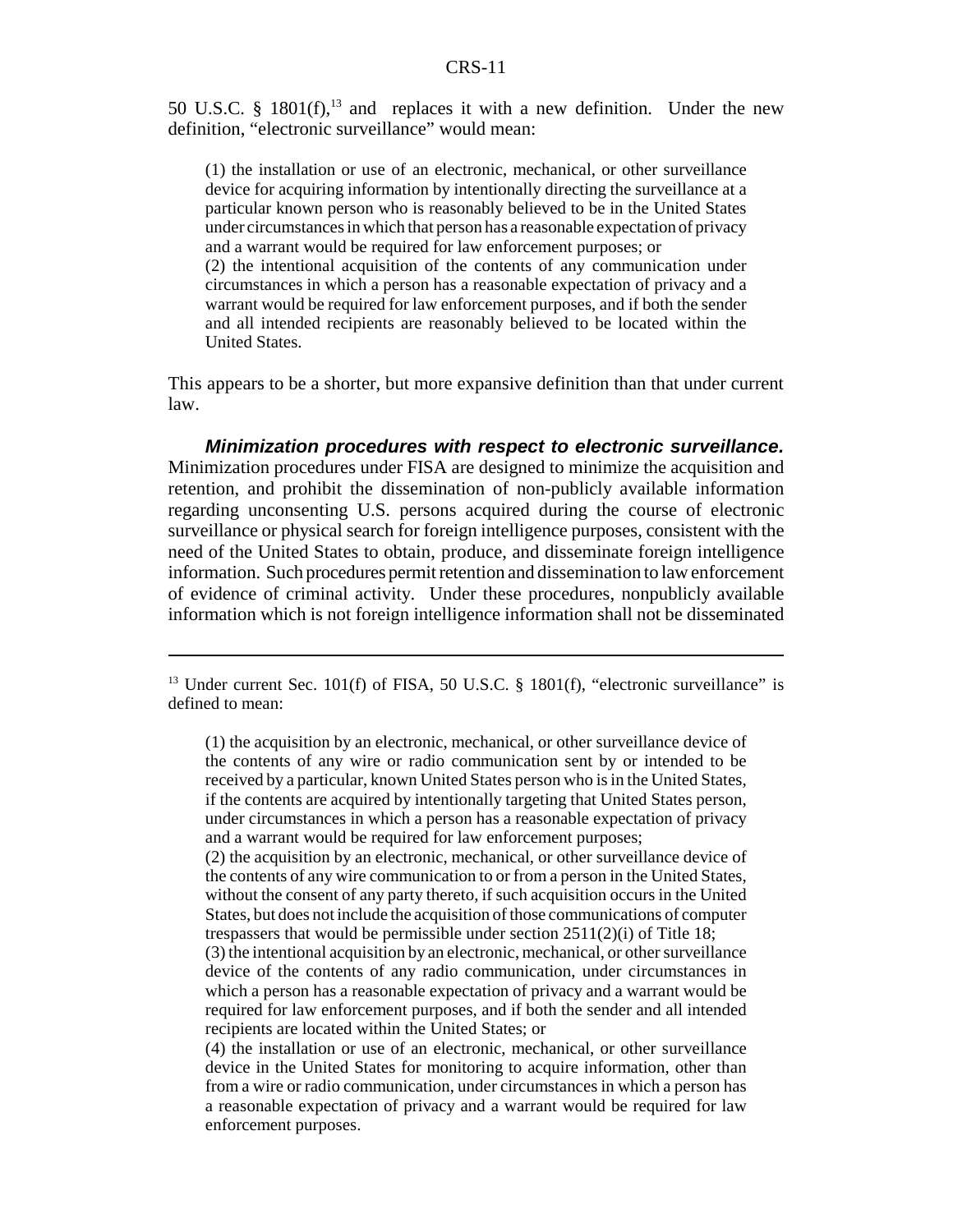50 U.S.C. § 1801(f),[13] and replaces it with a new definition. Under the new definition, "electronic surveillance" would mean:

> (1) the installation or use of an electronic, mechanical, or other surveillance device for acquiring information by intentionally directing the surveillance at a particular known person who is reasonably believed to be in the United States under circumstances in which that person has a reasonable expectation of privacy and a warrant would be required for law enforcement purposes; or
> (2) the intentional acquisition of the contents of any communication under circumstances in which a person has a reasonable expectation of privacy and a warrant would be required for law enforcement purposes, and if both the sender and all intended recipients are reasonably believed to be located within the United States.

This appears to be a shorter, but more expansive definition than that under current law.

***Minimization procedures with respect to electronic surveillance.*** Minimization procedures under FISA are designed to minimize the acquisition and retention, and prohibit the dissemination of non-publicly available information regarding unconsenting U.S. persons acquired during the course of electronic surveillance or physical search for foreign intelligence purposes, consistent with the need of the United States to obtain, produce, and disseminate foreign intelligence information. Such procedures permit retention and dissemination to law enforcement of evidence of criminal activity. Under these procedures, nonpublicly available information which is not foreign intelligence information shall not be disseminated

---

[13] Under current Sec. 101(f) of FISA, 50 U.S.C. § 1801(f), "electronic surveillance" is defined to mean:

> (1) the acquisition by an electronic, mechanical, or other surveillance device of the contents of any wire or radio communication sent by or intended to be received by a particular, known United States person who is in the United States, if the contents are acquired by intentionally targeting that United States person, under circumstances in which a person has a reasonable expectation of privacy and a warrant would be required for law enforcement purposes;
> (2) the acquisition by an electronic, mechanical, or other surveillance device of the contents of any wire communication to or from a person in the United States, without the consent of any party thereto, if such acquisition occurs in the United States, but does not include the acquisition of those communications of computer trespassers that would be permissible under section 2511(2)(i) of Title 18;
> (3) the intentional acquisition by an electronic, mechanical, or other surveillance device of the contents of any radio communication, under circumstances in which a person has a reasonable expectation of privacy and a warrant would be required for law enforcement purposes, and if both the sender and all intended recipients are located within the United States; or
> (4) the installation or use of an electronic, mechanical, or other surveillance device in the United States for monitoring to acquire information, other than from a wire or radio communication, under circumstances in which a person has a reasonable expectation of privacy and a warrant would be required for law enforcement purposes.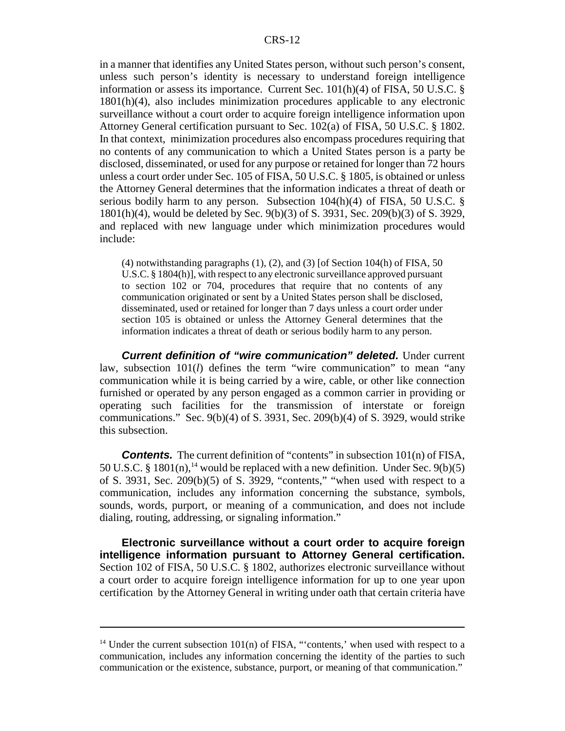in a manner that identifies any United States person, without such person's consent, unless such person's identity is necessary to understand foreign intelligence information or assess its importance. Current Sec. 101(h)(4) of FISA, 50 U.S.C. § 1801(h)(4), also includes minimization procedures applicable to any electronic surveillance without a court order to acquire foreign intelligence information upon Attorney General certification pursuant to Sec. 102(a) of FISA, 50 U.S.C. § 1802. In that context, minimization procedures also encompass procedures requiring that no contents of any communication to which a United States person is a party be disclosed, disseminated, or used for any purpose or retained for longer than 72 hours unless a court order under Sec. 105 of FISA, 50 U.S.C. § 1805, is obtained or unless the Attorney General determines that the information indicates a threat of death or serious bodily harm to any person. Subsection 104(h)(4) of FISA, 50 U.S.C. § 1801(h)(4), would be deleted by Sec. 9(b)(3) of S. 3931, Sec. 209(b)(3) of S. 3929, and replaced with new language under which minimization procedures would include:

> (4) notwithstanding paragraphs (1), (2), and (3) [of Section 104(h) of FISA, 50 U.S.C. § 1804(h)], with respect to any electronic surveillance approved pursuant to section 102 or 704, procedures that require that no contents of any communication originated or sent by a United States person shall be disclosed, disseminated, used or retained for longer than 7 days unless a court order under section 105 is obtained or unless the Attorney General determines that the information indicates a threat of death or serious bodily harm to any person.

***Current definition of "wire communication" deleted.*** Under current law, subsection 101(*l*) defines the term "wire communication" to mean "any communication while it is being carried by a wire, cable, or other like connection furnished or operated by any person engaged as a common carrier in providing or operating such facilities for the transmission of interstate or foreign communications." Sec. 9(b)(4) of S. 3931, Sec. 209(b)(4) of S. 3929, would strike this subsection.

***Contents.*** The current definition of "contents" in subsection 101(n) of FISA, 50 U.S.C. § 1801(n),[14] would be replaced with a new definition. Under Sec. 9(b)(5) of S. 3931, Sec. 209(b)(5) of S. 3929, "contents," "when used with respect to a communication, includes any information concerning the substance, symbols, sounds, words, purport, or meaning of a communication, and does not include dialing, routing, addressing, or signaling information."

**Electronic surveillance without a court order to acquire foreign intelligence information pursuant to Attorney General certification.** Section 102 of FISA, 50 U.S.C. § 1802, authorizes electronic surveillance without a court order to acquire foreign intelligence information for up to one year upon certification by the Attorney General in writing under oath that certain criteria have

---

[14] Under the current subsection 101(n) of FISA, "'contents,' when used with respect to a communication, includes any information concerning the identity of the parties to such communication or the existence, substance, purport, or meaning of that communication."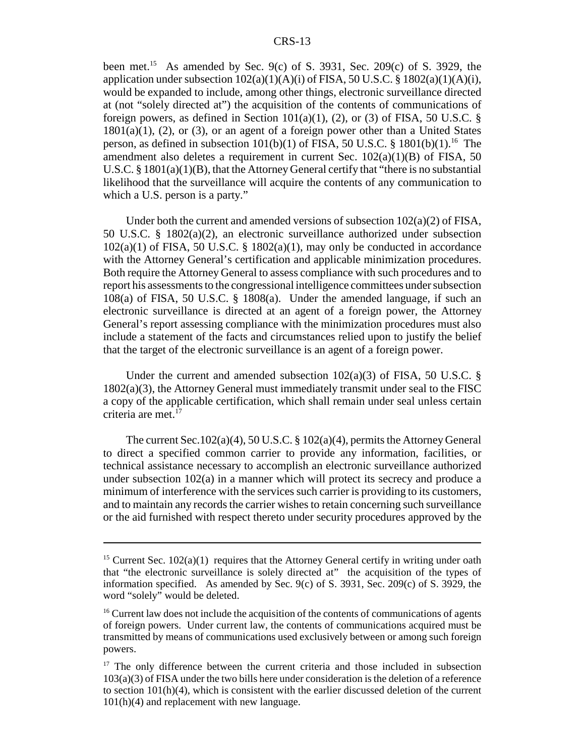been met.[15] As amended by Sec. 9(c) of S. 3931, Sec. 209(c) of S. 3929, the application under subsection 102(a)(1)(A)(i) of FISA, 50 U.S.C. § 1802(a)(1)(A)(i), would be expanded to include, among other things, electronic surveillance directed at (not "solely directed at") the acquisition of the contents of communications of foreign powers, as defined in Section 101(a)(1), (2), or (3) of FISA, 50 U.S.C. § 1801(a)(1), (2), or (3), or an agent of a foreign power other than a United States person, as defined in subsection 101(b)(1) of FISA, 50 U.S.C. § 1801(b)(1).[16] The amendment also deletes a requirement in current Sec. 102(a)(1)(B) of FISA, 50 U.S.C. § 1801(a)(1)(B), that the Attorney General certify that "there is no substantial likelihood that the surveillance will acquire the contents of any communication to which a U.S. person is a party."

Under both the current and amended versions of subsection 102(a)(2) of FISA, 50 U.S.C. § 1802(a)(2), an electronic surveillance authorized under subsection 102(a)(1) of FISA, 50 U.S.C. § 1802(a)(1), may only be conducted in accordance with the Attorney General's certification and applicable minimization procedures. Both require the Attorney General to assess compliance with such procedures and to report his assessments to the congressional intelligence committees under subsection 108(a) of FISA, 50 U.S.C. § 1808(a). Under the amended language, if such an electronic surveillance is directed at an agent of a foreign power, the Attorney General's report assessing compliance with the minimization procedures must also include a statement of the facts and circumstances relied upon to justify the belief that the target of the electronic surveillance is an agent of a foreign power.

Under the current and amended subsection 102(a)(3) of FISA, 50 U.S.C. § 1802(a)(3), the Attorney General must immediately transmit under seal to the FISC a copy of the applicable certification, which shall remain under seal unless certain criteria are met.[17]

The current Sec.102(a)(4), 50 U.S.C. § 102(a)(4), permits the Attorney General to direct a specified common carrier to provide any information, facilities, or technical assistance necessary to accomplish an electronic surveillance authorized under subsection 102(a) in a manner which will protect its secrecy and produce a minimum of interference with the services such carrier is providing to its customers, and to maintain any records the carrier wishes to retain concerning such surveillance or the aid furnished with respect thereto under security procedures approved by the

---

[15] Current Sec. 102(a)(1) requires that the Attorney General certify in writing under oath that "the electronic surveillance is solely directed at" the acquisition of the types of information specified. As amended by Sec. 9(c) of S. 3931, Sec. 209(c) of S. 3929, the word "solely" would be deleted.

[16] Current law does not include the acquisition of the contents of communications of agents of foreign powers. Under current law, the contents of communications acquired must be transmitted by means of communications used exclusively between or among such foreign powers.

[17] The only difference between the current criteria and those included in subsection 103(a)(3) of FISA under the two bills here under consideration is the deletion of a reference to section 101(h)(4), which is consistent with the earlier discussed deletion of the current 101(h)(4) and replacement with new language.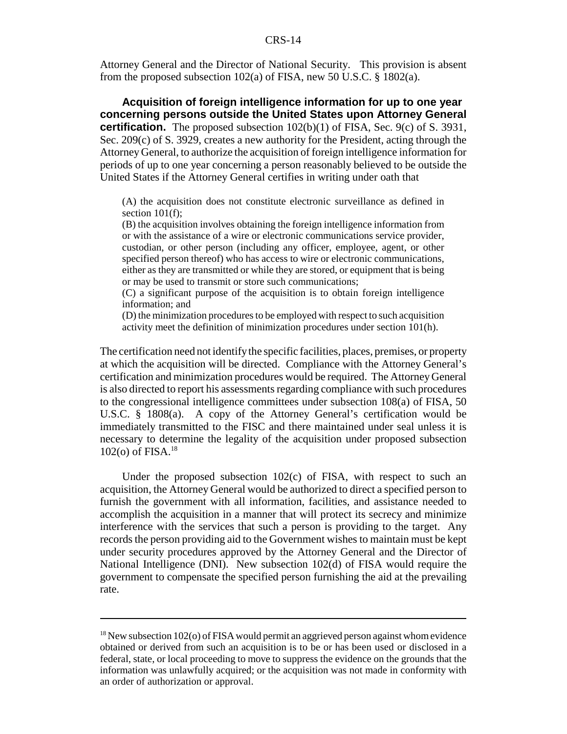Attorney General and the Director of National Security. This provision is absent from the proposed subsection 102(a) of FISA, new 50 U.S.C. § 1802(a).

**Acquisition of foreign intelligence information for up to one year concerning persons outside the United States upon Attorney General certification.** The proposed subsection 102(b)(1) of FISA, Sec. 9(c) of S. 3931, Sec. 209(c) of S. 3929, creates a new authority for the President, acting through the Attorney General, to authorize the acquisition of foreign intelligence information for periods of up to one year concerning a person reasonably believed to be outside the United States if the Attorney General certifies in writing under oath that

> (A) the acquisition does not constitute electronic surveillance as defined in section 101(f);
> (B) the acquisition involves obtaining the foreign intelligence information from or with the assistance of a wire or electronic communications service provider, custodian, or other person (including any officer, employee, agent, or other specified person thereof) who has access to wire or electronic communications, either as they are transmitted or while they are stored, or equipment that is being or may be used to transmit or store such communications;
> (C) a significant purpose of the acquisition is to obtain foreign intelligence information; and
> (D) the minimization procedures to be employed with respect to such acquisition activity meet the definition of minimization procedures under section 101(h).

The certification need not identify the specific facilities, places, premises, or property at which the acquisition will be directed. Compliance with the Attorney General's certification and minimization procedures would be required. The Attorney General is also directed to report his assessments regarding compliance with such procedures to the congressional intelligence committees under subsection 108(a) of FISA, 50 U.S.C. § 1808(a). A copy of the Attorney General's certification would be immediately transmitted to the FISC and there maintained under seal unless it is necessary to determine the legality of the acquisition under proposed subsection 102(o) of FISA.[18]

Under the proposed subsection 102(c) of FISA, with respect to such an acquisition, the Attorney General would be authorized to direct a specified person to furnish the government with all information, facilities, and assistance needed to accomplish the acquisition in a manner that will protect its secrecy and minimize interference with the services that such a person is providing to the target. Any records the person providing aid to the Government wishes to maintain must be kept under security procedures approved by the Attorney General and the Director of National Intelligence (DNI). New subsection 102(d) of FISA would require the government to compensate the specified person furnishing the aid at the prevailing rate.

---

[18] New subsection 102(o) of FISA would permit an aggrieved person against whom evidence obtained or derived from such an acquisition is to be or has been used or disclosed in a federal, state, or local proceeding to move to suppress the evidence on the grounds that the information was unlawfully acquired; or the acquisition was not made in conformity with an order of authorization or approval.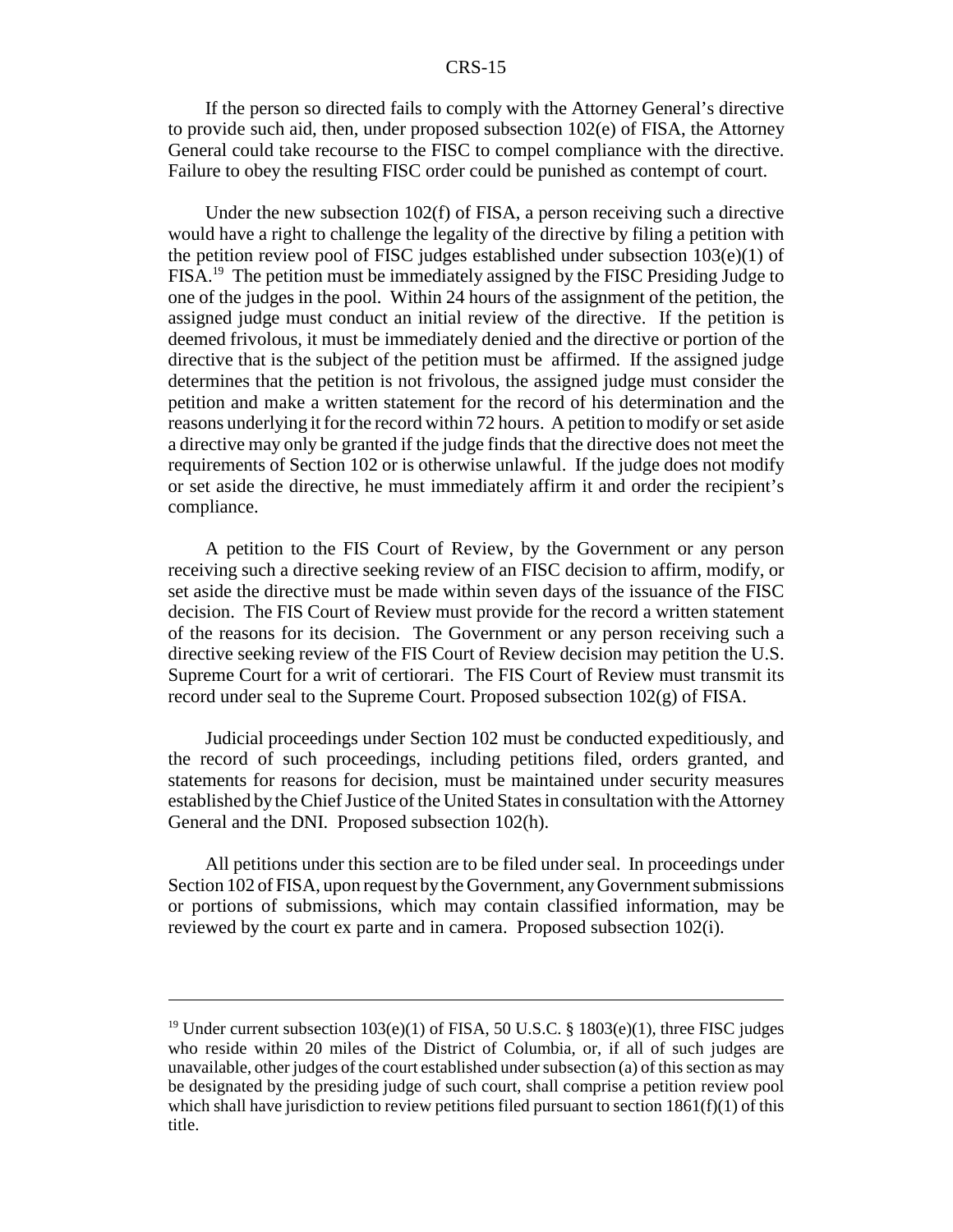If the person so directed fails to comply with the Attorney General's directive to provide such aid, then, under proposed subsection 102(e) of FISA, the Attorney General could take recourse to the FISC to compel compliance with the directive. Failure to obey the resulting FISC order could be punished as contempt of court.

Under the new subsection 102(f) of FISA, a person receiving such a directive would have a right to challenge the legality of the directive by filing a petition with the petition review pool of FISC judges established under subsection 103(e)(1) of FISA.[19] The petition must be immediately assigned by the FISC Presiding Judge to one of the judges in the pool. Within 24 hours of the assignment of the petition, the assigned judge must conduct an initial review of the directive. If the petition is deemed frivolous, it must be immediately denied and the directive or portion of the directive that is the subject of the petition must be affirmed. If the assigned judge determines that the petition is not frivolous, the assigned judge must consider the petition and make a written statement for the record of his determination and the reasons underlying it for the record within 72 hours. A petition to modify or set aside a directive may only be granted if the judge finds that the directive does not meet the requirements of Section 102 or is otherwise unlawful. If the judge does not modify or set aside the directive, he must immediately affirm it and order the recipient's compliance.

A petition to the FIS Court of Review, by the Government or any person receiving such a directive seeking review of an FISC decision to affirm, modify, or set aside the directive must be made within seven days of the issuance of the FISC decision. The FIS Court of Review must provide for the record a written statement of the reasons for its decision. The Government or any person receiving such a directive seeking review of the FIS Court of Review decision may petition the U.S. Supreme Court for a writ of certiorari. The FIS Court of Review must transmit its record under seal to the Supreme Court. Proposed subsection 102(g) of FISA.

Judicial proceedings under Section 102 must be conducted expeditiously, and the record of such proceedings, including petitions filed, orders granted, and statements for reasons for decision, must be maintained under security measures established by the Chief Justice of the United States in consultation with the Attorney General and the DNI. Proposed subsection 102(h).

All petitions under this section are to be filed under seal. In proceedings under Section 102 of FISA, upon request by the Government, any Government submissions or portions of submissions, which may contain classified information, may be reviewed by the court ex parte and in camera. Proposed subsection 102(i).

---

[19] Under current subsection 103(e)(1) of FISA, 50 U.S.C. § 1803(e)(1), three FISC judges who reside within 20 miles of the District of Columbia, or, if all of such judges are unavailable, other judges of the court established under subsection (a) of this section as may be designated by the presiding judge of such court, shall comprise a petition review pool which shall have jurisdiction to review petitions filed pursuant to section 1861(f)(1) of this title.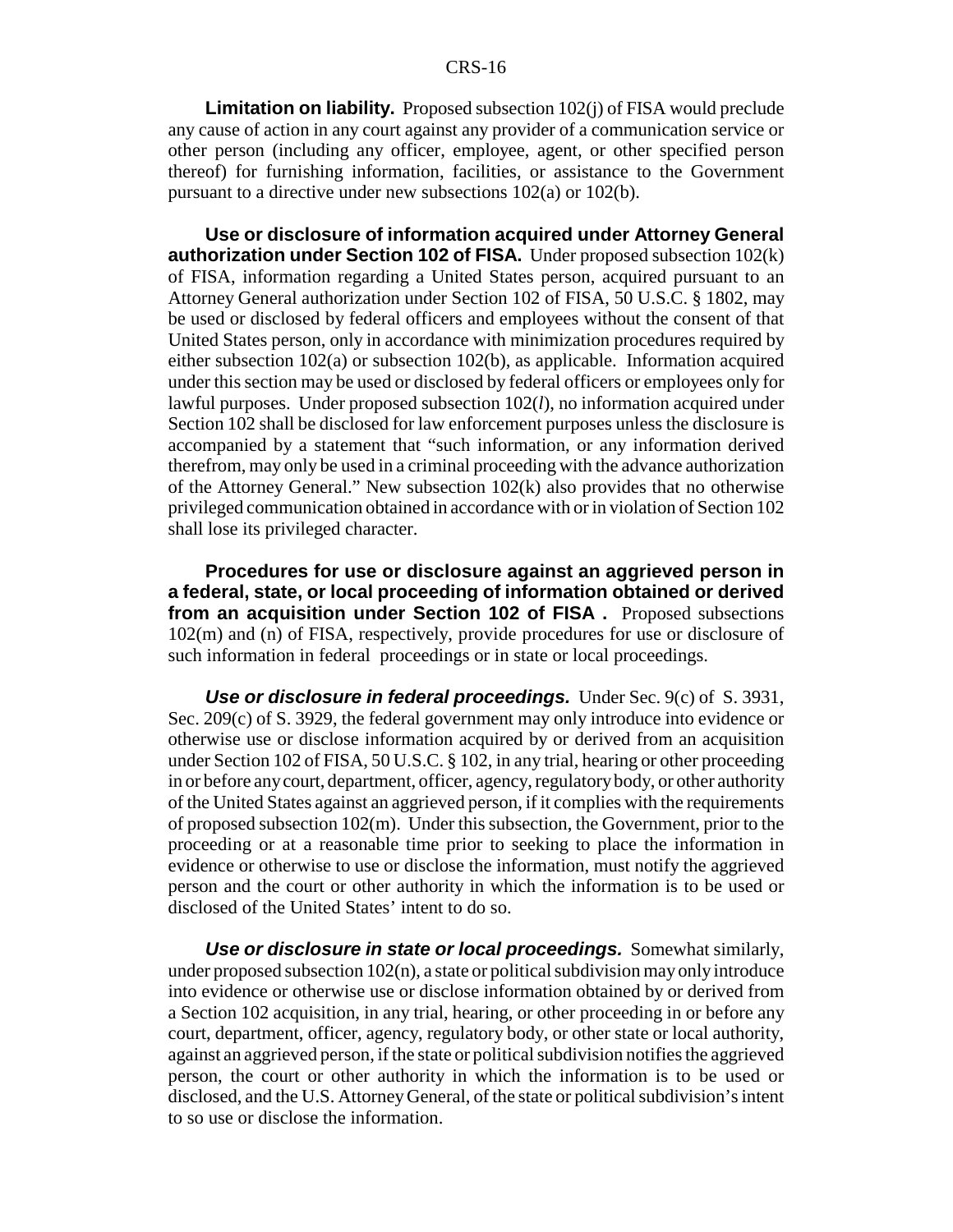**Limitation on liability.** Proposed subsection 102(j) of FISA would preclude any cause of action in any court against any provider of a communication service or other person (including any officer, employee, agent, or other specified person thereof) for furnishing information, facilities, or assistance to the Government pursuant to a directive under new subsections 102(a) or 102(b).

**Use or disclosure of information acquired under Attorney General authorization under Section 102 of FISA.** Under proposed subsection 102(k) of FISA, information regarding a United States person, acquired pursuant to an Attorney General authorization under Section 102 of FISA, 50 U.S.C. § 1802, may be used or disclosed by federal officers and employees without the consent of that United States person, only in accordance with minimization procedures required by either subsection 102(a) or subsection 102(b), as applicable. Information acquired under this section may be used or disclosed by federal officers or employees only for lawful purposes. Under proposed subsection 102(*l*), no information acquired under Section 102 shall be disclosed for law enforcement purposes unless the disclosure is accompanied by a statement that "such information, or any information derived therefrom, may only be used in a criminal proceeding with the advance authorization of the Attorney General." New subsection 102(k) also provides that no otherwise privileged communication obtained in accordance with or in violation of Section 102 shall lose its privileged character.

**Procedures for use or disclosure against an aggrieved person in a federal, state, or local proceeding of information obtained or derived from an acquisition under Section 102 of FISA .** Proposed subsections 102(m) and (n) of FISA, respectively, provide procedures for use or disclosure of such information in federal proceedings or in state or local proceedings.

***Use or disclosure in federal proceedings.*** Under Sec. 9(c) of S. 3931, Sec. 209(c) of S. 3929, the federal government may only introduce into evidence or otherwise use or disclose information acquired by or derived from an acquisition under Section 102 of FISA, 50 U.S.C. § 102, in any trial, hearing or other proceeding in or before any court, department, officer, agency, regulatory body, or other authority of the United States against an aggrieved person, if it complies with the requirements of proposed subsection 102(m). Under this subsection, the Government, prior to the proceeding or at a reasonable time prior to seeking to place the information in evidence or otherwise to use or disclose the information, must notify the aggrieved person and the court or other authority in which the information is to be used or disclosed of the United States' intent to do so.

***Use or disclosure in state or local proceedings.*** Somewhat similarly, under proposed subsection 102(n), a state or political subdivision may only introduce into evidence or otherwise use or disclose information obtained by or derived from a Section 102 acquisition, in any trial, hearing, or other proceeding in or before any court, department, officer, agency, regulatory body, or other state or local authority, against an aggrieved person, if the state or political subdivision notifies the aggrieved person, the court or other authority in which the information is to be used or disclosed, and the U.S. Attorney General, of the state or political subdivision's intent to so use or disclose the information.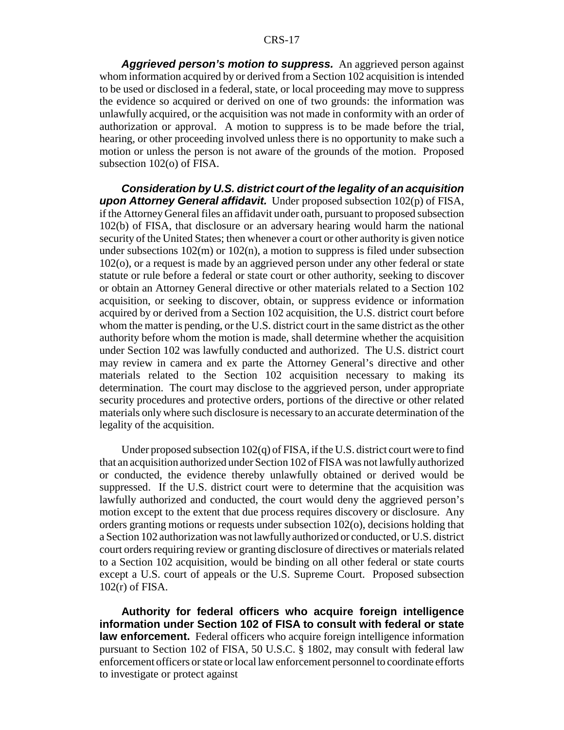***Aggrieved person's motion to suppress.*** An aggrieved person against whom information acquired by or derived from a Section 102 acquisition is intended to be used or disclosed in a federal, state, or local proceeding may move to suppress the evidence so acquired or derived on one of two grounds: the information was unlawfully acquired, or the acquisition was not made in conformity with an order of authorization or approval. A motion to suppress is to be made before the trial, hearing, or other proceeding involved unless there is no opportunity to make such a motion or unless the person is not aware of the grounds of the motion. Proposed subsection 102(o) of FISA.

***Consideration by U.S. district court of the legality of an acquisition upon Attorney General affidavit.*** Under proposed subsection 102(p) of FISA, if the Attorney General files an affidavit under oath, pursuant to proposed subsection 102(b) of FISA, that disclosure or an adversary hearing would harm the national security of the United States; then whenever a court or other authority is given notice under subsections 102(m) or 102(n), a motion to suppress is filed under subsection 102(o), or a request is made by an aggrieved person under any other federal or state statute or rule before a federal or state court or other authority, seeking to discover or obtain an Attorney General directive or other materials related to a Section 102 acquisition, or seeking to discover, obtain, or suppress evidence or information acquired by or derived from a Section 102 acquisition, the U.S. district court before whom the matter is pending, or the U.S. district court in the same district as the other authority before whom the motion is made, shall determine whether the acquisition under Section 102 was lawfully conducted and authorized. The U.S. district court may review in camera and ex parte the Attorney General's directive and other materials related to the Section 102 acquisition necessary to making its determination. The court may disclose to the aggrieved person, under appropriate security procedures and protective orders, portions of the directive or other related materials only where such disclosure is necessary to an accurate determination of the legality of the acquisition.

Under proposed subsection 102(q) of FISA, if the U.S. district court were to find that an acquisition authorized under Section 102 of FISA was not lawfully authorized or conducted, the evidence thereby unlawfully obtained or derived would be suppressed. If the U.S. district court were to determine that the acquisition was lawfully authorized and conducted, the court would deny the aggrieved person's motion except to the extent that due process requires discovery or disclosure. Any orders granting motions or requests under subsection 102(o), decisions holding that a Section 102 authorization was not lawfully authorized or conducted, or U.S. district court orders requiring review or granting disclosure of directives or materials related to a Section 102 acquisition, would be binding on all other federal or state courts except a U.S. court of appeals or the U.S. Supreme Court. Proposed subsection 102(r) of FISA.

**Authority for federal officers who acquire foreign intelligence information under Section 102 of FISA to consult with federal or state law enforcement.** Federal officers who acquire foreign intelligence information pursuant to Section 102 of FISA, 50 U.S.C. § 1802, may consult with federal law enforcement officers or state or local law enforcement personnel to coordinate efforts to investigate or protect against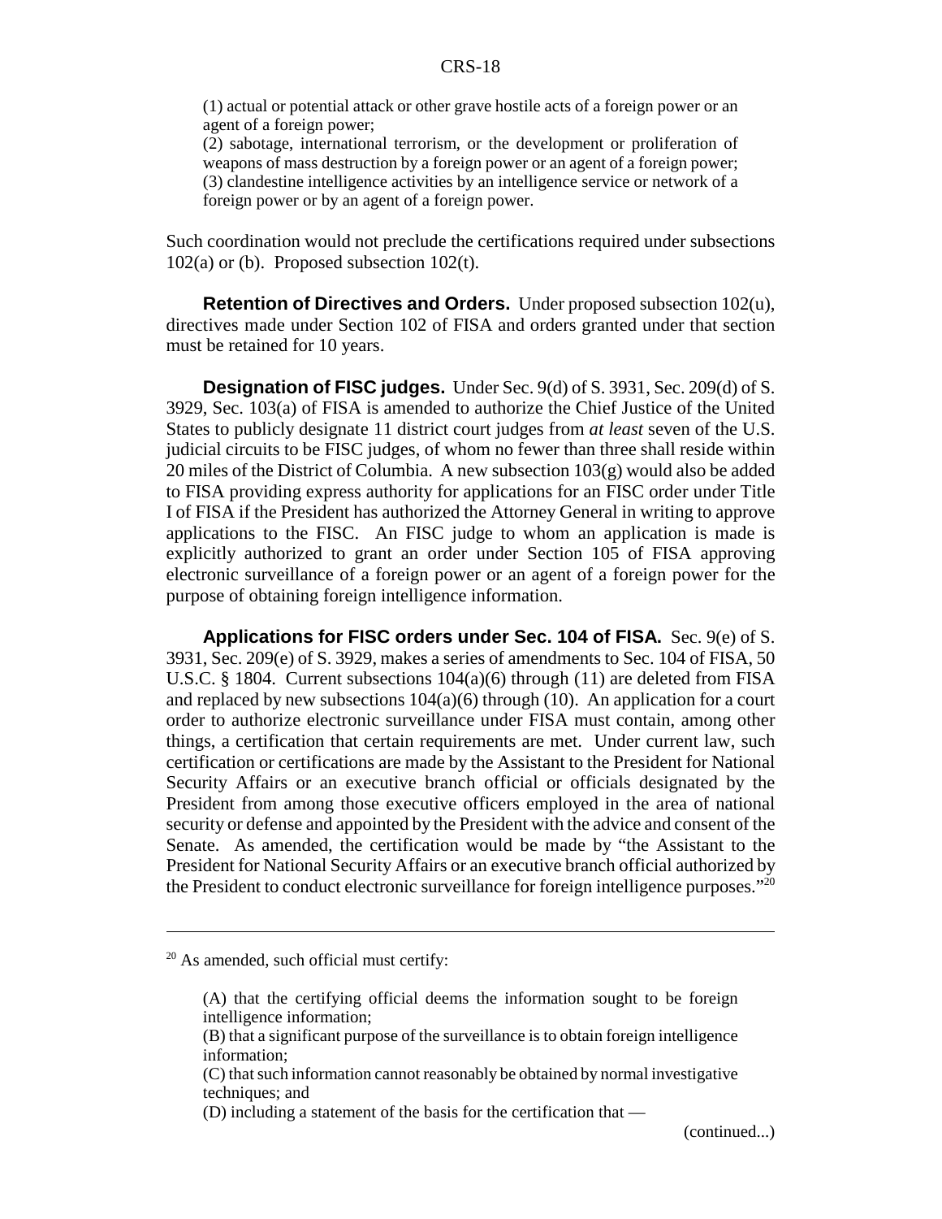(1) actual or potential attack or other grave hostile acts of a foreign power or an agent of a foreign power;
(2) sabotage, international terrorism, or the development or proliferation of weapons of mass destruction by a foreign power or an agent of a foreign power;
(3) clandestine intelligence activities by an intelligence service or network of a foreign power or by an agent of a foreign power.

Such coordination would not preclude the certifications required under subsections 102(a) or (b). Proposed subsection 102(t).

**Retention of Directives and Orders.** Under proposed subsection 102(u), directives made under Section 102 of FISA and orders granted under that section must be retained for 10 years.

**Designation of FISC judges.** Under Sec. 9(d) of S. 3931, Sec. 209(d) of S. 3929, Sec. 103(a) of FISA is amended to authorize the Chief Justice of the United States to publicly designate 11 district court judges from *at least* seven of the U.S. judicial circuits to be FISC judges, of whom no fewer than three shall reside within 20 miles of the District of Columbia. A new subsection 103(g) would also be added to FISA providing express authority for applications for an FISC order under Title I of FISA if the President has authorized the Attorney General in writing to approve applications to the FISC. An FISC judge to whom an application is made is explicitly authorized to grant an order under Section 105 of FISA approving electronic surveillance of a foreign power or an agent of a foreign power for the purpose of obtaining foreign intelligence information.

**Applications for FISC orders under Sec. 104 of FISA.** Sec. 9(e) of S. 3931, Sec. 209(e) of S. 3929, makes a series of amendments to Sec. 104 of FISA, 50 U.S.C. § 1804. Current subsections 104(a)(6) through (11) are deleted from FISA and replaced by new subsections 104(a)(6) through (10). An application for a court order to authorize electronic surveillance under FISA must contain, among other things, a certification that certain requirements are met. Under current law, such certification or certifications are made by the Assistant to the President for National Security Affairs or an executive branch official or officials designated by the President from among those executive officers employed in the area of national security or defense and appointed by the President with the advice and consent of the Senate. As amended, the certification would be made by "the Assistant to the President for National Security Affairs or an executive branch official authorized by the President to conduct electronic surveillance for foreign intelligence purposes."[20]

---

[20] As amended, such official must certify:

(A) that the certifying official deems the information sought to be foreign intelligence information;
(B) that a significant purpose of the surveillance is to obtain foreign intelligence information;
(C) that such information cannot reasonably be obtained by normal investigative techniques; and
(D) including a statement of the basis for the certification that —

(continued...)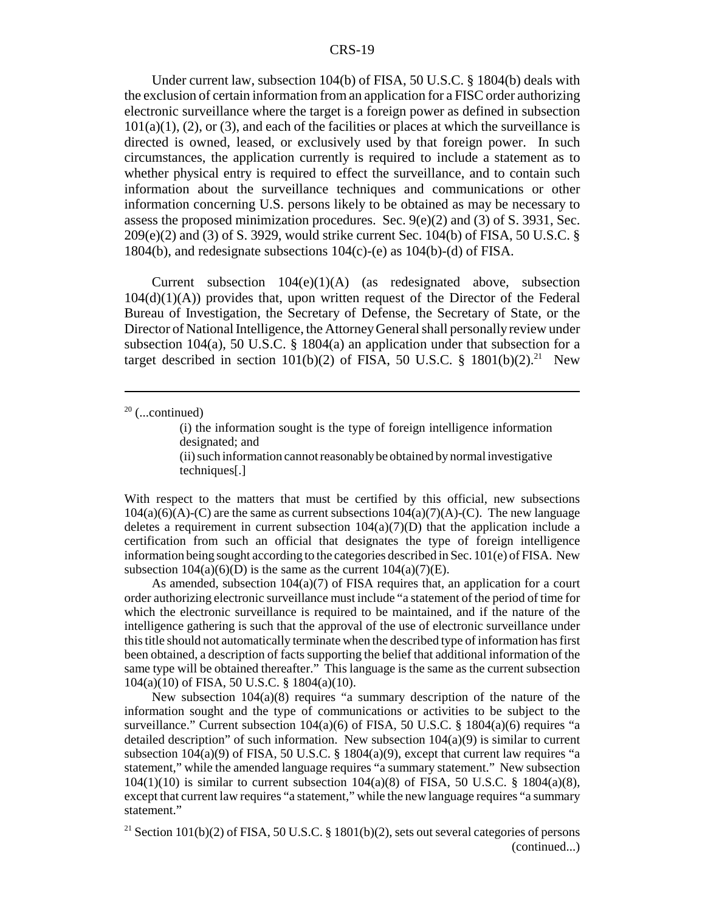Under current law, subsection 104(b) of FISA, 50 U.S.C. § 1804(b) deals with the exclusion of certain information from an application for a FISC order authorizing electronic surveillance where the target is a foreign power as defined in subsection 101(a)(1), (2), or (3), and each of the facilities or places at which the surveillance is directed is owned, leased, or exclusively used by that foreign power. In such circumstances, the application currently is required to include a statement as to whether physical entry is required to effect the surveillance, and to contain such information about the surveillance techniques and communications or other information concerning U.S. persons likely to be obtained as may be necessary to assess the proposed minimization procedures. Sec. 9(e)(2) and (3) of S. 3931, Sec. 209(e)(2) and (3) of S. 3929, would strike current Sec. 104(b) of FISA, 50 U.S.C. § 1804(b), and redesignate subsections 104(c)-(e) as 104(b)-(d) of FISA.

Current subsection 104(e)(1)(A) (as redesignated above, subsection 104(d)(1)(A)) provides that, upon written request of the Director of the Federal Bureau of Investigation, the Secretary of Defense, the Secretary of State, or the Director of National Intelligence, the Attorney General shall personally review under subsection 104(a), 50 U.S.C. § 1804(a) an application under that subsection for a target described in section 101(b)(2) of FISA, 50 U.S.C. § 1801(b)(2).[21] New

---

[20] (...continued)

> (i) the information sought is the type of foreign intelligence information designated; and
>
> (ii) such information cannot reasonably be obtained by normal investigative techniques[.]

With respect to the matters that must be certified by this official, new subsections 104(a)(6)(A)-(C) are the same as current subsections 104(a)(7)(A)-(C). The new language deletes a requirement in current subsection 104(a)(7)(D) that the application include a certification from such an official that designates the type of foreign intelligence information being sought according to the categories described in Sec. 101(e) of FISA. New subsection 104(a)(6)(D) is the same as the current 104(a)(7)(E).

As amended, subsection 104(a)(7) of FISA requires that, an application for a court order authorizing electronic surveillance must include "a statement of the period of time for which the electronic surveillance is required to be maintained, and if the nature of the intelligence gathering is such that the approval of the use of electronic surveillance under this title should not automatically terminate when the described type of information has first been obtained, a description of facts supporting the belief that additional information of the same type will be obtained thereafter." This language is the same as the current subsection 104(a)(10) of FISA, 50 U.S.C. § 1804(a)(10).

New subsection 104(a)(8) requires "a summary description of the nature of the information sought and the type of communications or activities to be subject to the surveillance." Current subsection 104(a)(6) of FISA, 50 U.S.C. § 1804(a)(6) requires "a detailed description" of such information. New subsection 104(a)(9) is similar to current subsection 104(a)(9) of FISA, 50 U.S.C. § 1804(a)(9), except that current law requires "a statement," while the amended language requires "a summary statement." New subsection 104(1)(10) is similar to current subsection 104(a)(8) of FISA, 50 U.S.C. § 1804(a)(8), except that current law requires "a statement," while the new language requires "a summary statement."

[21] Section 101(b)(2) of FISA, 50 U.S.C. § 1801(b)(2), sets out several categories of persons (continued...)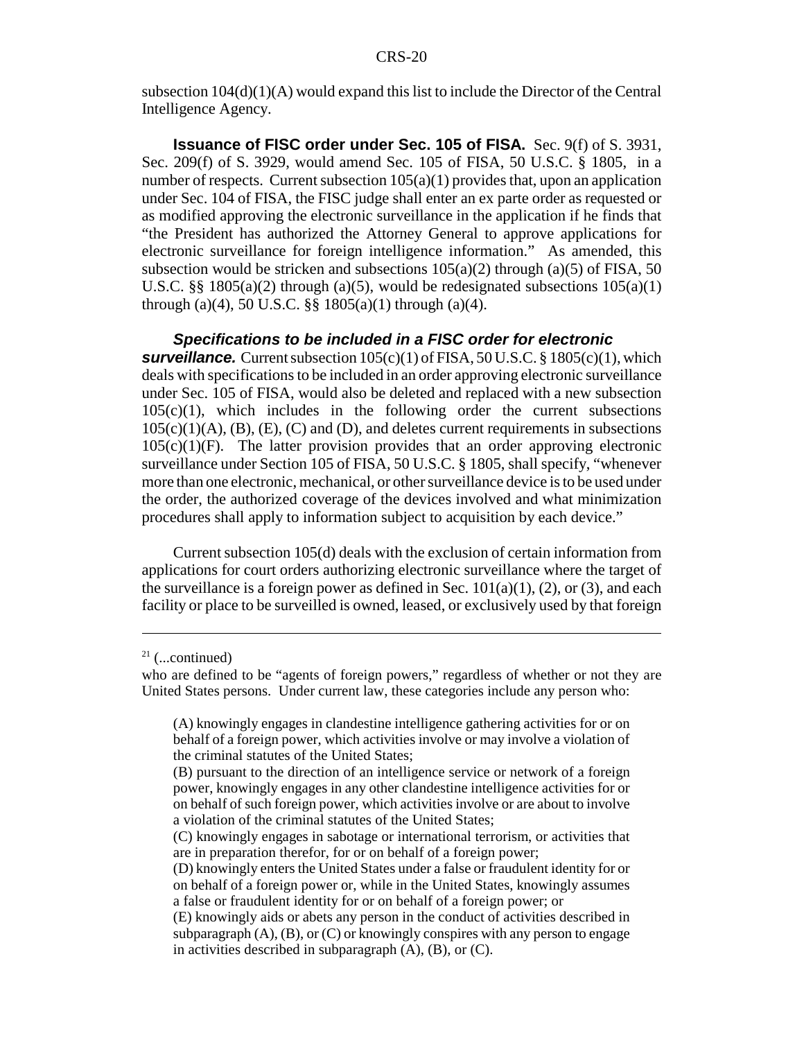subsection 104(d)(1)(A) would expand this list to include the Director of the Central Intelligence Agency.

**Issuance of FISC order under Sec. 105 of FISA.** Sec. 9(f) of S. 3931, Sec. 209(f) of S. 3929, would amend Sec. 105 of FISA, 50 U.S.C. § 1805, in a number of respects. Current subsection 105(a)(1) provides that, upon an application under Sec. 104 of FISA, the FISC judge shall enter an ex parte order as requested or as modified approving the electronic surveillance in the application if he finds that "the President has authorized the Attorney General to approve applications for electronic surveillance for foreign intelligence information." As amended, this subsection would be stricken and subsections 105(a)(2) through (a)(5) of FISA, 50 U.S.C. §§ 1805(a)(2) through (a)(5), would be redesignated subsections 105(a)(1) through (a)(4), 50 U.S.C. §§ 1805(a)(1) through (a)(4).

***Specifications to be included in a FISC order for electronic surveillance.*** Current subsection 105(c)(1) of FISA, 50 U.S.C. § 1805(c)(1), which deals with specifications to be included in an order approving electronic surveillance under Sec. 105 of FISA, would also be deleted and replaced with a new subsection 105(c)(1), which includes in the following order the current subsections 105(c)(1)(A), (B), (E), (C) and (D), and deletes current requirements in subsections 105(c)(1)(F). The latter provision provides that an order approving electronic surveillance under Section 105 of FISA, 50 U.S.C. § 1805, shall specify, "whenever more than one electronic, mechanical, or other surveillance device is to be used under the order, the authorized coverage of the devices involved and what minimization procedures shall apply to information subject to acquisition by each device."

Current subsection 105(d) deals with the exclusion of certain information from applications for court orders authorizing electronic surveillance where the target of the surveillance is a foreign power as defined in Sec. 101(a)(1), (2), or (3), and each facility or place to be surveilled is owned, leased, or exclusively used by that foreign

---

[21] (...continued)

who are defined to be "agents of foreign powers," regardless of whether or not they are United States persons. Under current law, these categories include any person who:

> (A) knowingly engages in clandestine intelligence gathering activities for or on behalf of a foreign power, which activities involve or may involve a violation of the criminal statutes of the United States;
>
> (B) pursuant to the direction of an intelligence service or network of a foreign power, knowingly engages in any other clandestine intelligence activities for or on behalf of such foreign power, which activities involve or are about to involve a violation of the criminal statutes of the United States;
>
> (C) knowingly engages in sabotage or international terrorism, or activities that are in preparation therefor, for or on behalf of a foreign power;
>
> (D) knowingly enters the United States under a false or fraudulent identity for or on behalf of a foreign power or, while in the United States, knowingly assumes a false or fraudulent identity for or on behalf of a foreign power; or
>
> (E) knowingly aids or abets any person in the conduct of activities described in subparagraph (A), (B), or (C) or knowingly conspires with any person to engage in activities described in subparagraph (A), (B), or (C).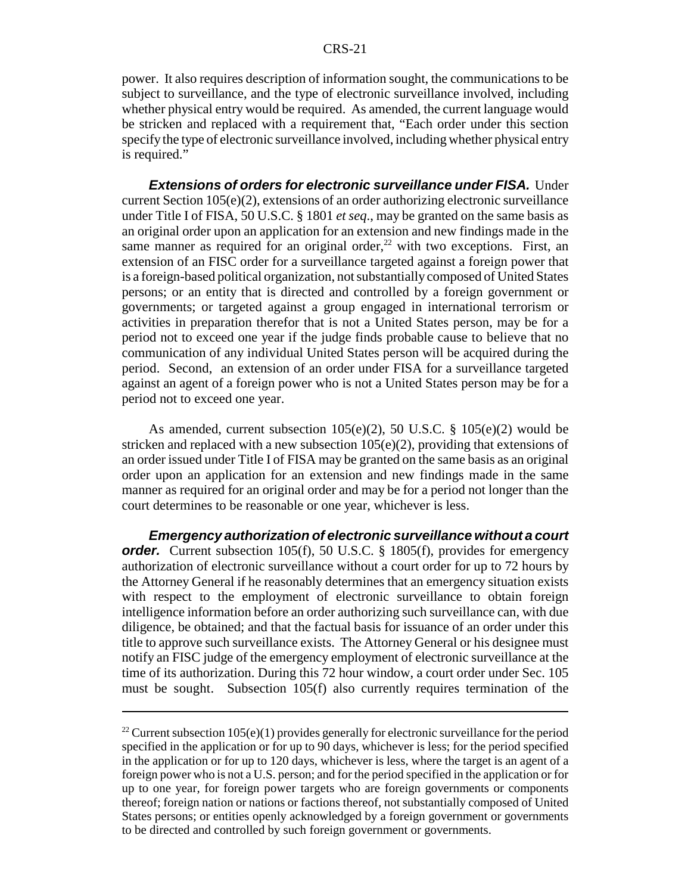power. It also requires description of information sought, the communications to be subject to surveillance, and the type of electronic surveillance involved, including whether physical entry would be required. As amended, the current language would be stricken and replaced with a requirement that, "Each order under this section specify the type of electronic surveillance involved, including whether physical entry is required."

***Extensions of orders for electronic surveillance under FISA.*** Under current Section 105(e)(2), extensions of an order authorizing electronic surveillance under Title I of FISA, 50 U.S.C. § 1801 *et seq*., may be granted on the same basis as an original order upon an application for an extension and new findings made in the same manner as required for an original order,[22] with two exceptions. First, an extension of an FISC order for a surveillance targeted against a foreign power that is a foreign-based political organization, not substantially composed of United States persons; or an entity that is directed and controlled by a foreign government or governments; or targeted against a group engaged in international terrorism or activities in preparation therefor that is not a United States person, may be for a period not to exceed one year if the judge finds probable cause to believe that no communication of any individual United States person will be acquired during the period. Second, an extension of an order under FISA for a surveillance targeted against an agent of a foreign power who is not a United States person may be for a period not to exceed one year.

As amended, current subsection 105(e)(2), 50 U.S.C. § 105(e)(2) would be stricken and replaced with a new subsection 105(e)(2), providing that extensions of an order issued under Title I of FISA may be granted on the same basis as an original order upon an application for an extension and new findings made in the same manner as required for an original order and may be for a period not longer than the court determines to be reasonable or one year, whichever is less.

***Emergency authorization of electronic surveillance without a court order.*** Current subsection 105(f), 50 U.S.C. § 1805(f), provides for emergency authorization of electronic surveillance without a court order for up to 72 hours by the Attorney General if he reasonably determines that an emergency situation exists with respect to the employment of electronic surveillance to obtain foreign intelligence information before an order authorizing such surveillance can, with due diligence, be obtained; and that the factual basis for issuance of an order under this title to approve such surveillance exists. The Attorney General or his designee must notify an FISC judge of the emergency employment of electronic surveillance at the time of its authorization. During this 72 hour window, a court order under Sec. 105 must be sought. Subsection 105(f) also currently requires termination of the

---

[22] Current subsection 105(e)(1) provides generally for electronic surveillance for the period specified in the application or for up to 90 days, whichever is less; for the period specified in the application or for up to 120 days, whichever is less, where the target is an agent of a foreign power who is not a U.S. person; and for the period specified in the application or for up to one year, for foreign power targets who are foreign governments or components thereof; foreign nation or nations or factions thereof, not substantially composed of United States persons; or entities openly acknowledged by a foreign government or governments to be directed and controlled by such foreign government or governments.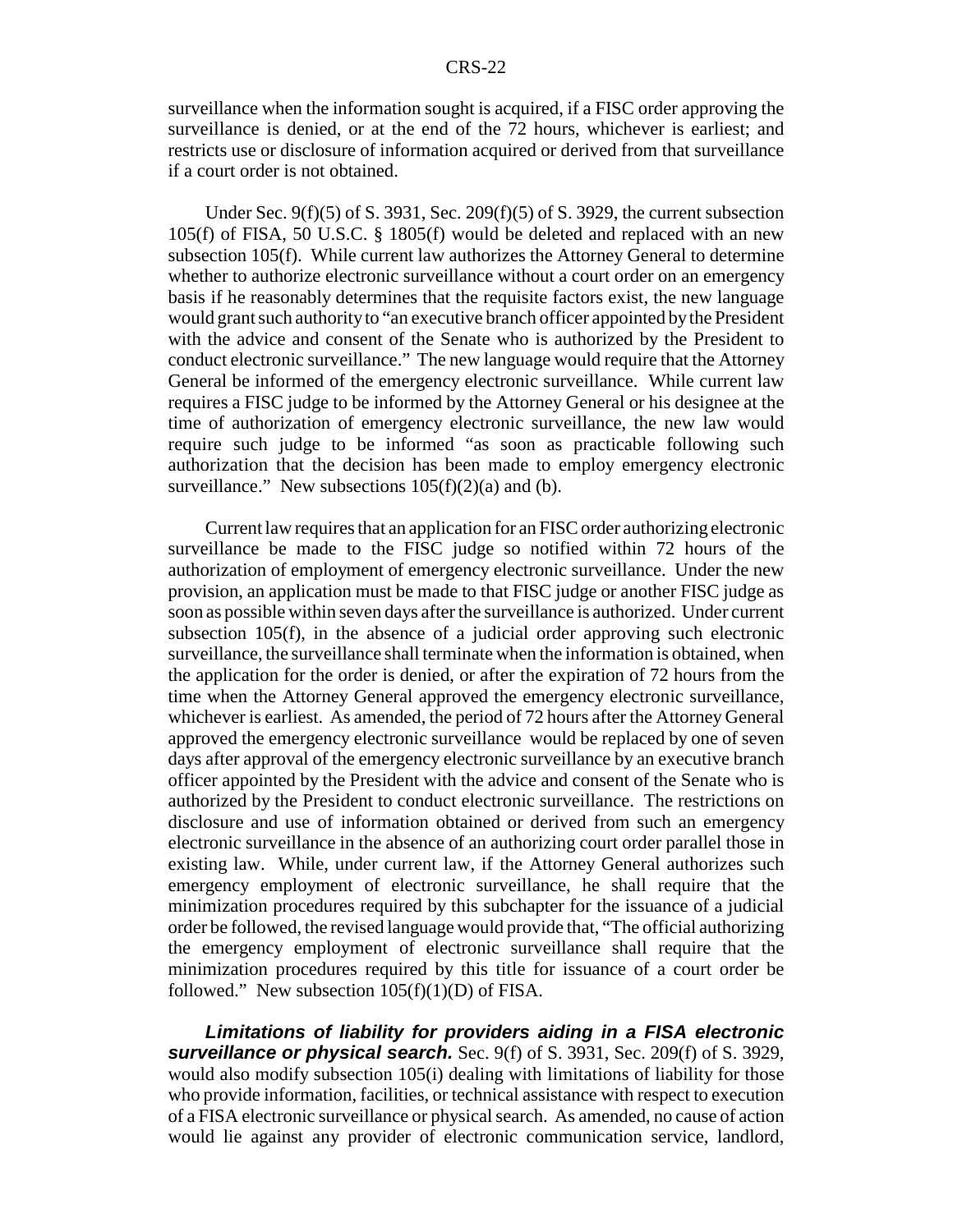surveillance when the information sought is acquired, if a FISC order approving the surveillance is denied, or at the end of the 72 hours, whichever is earliest; and restricts use or disclosure of information acquired or derived from that surveillance if a court order is not obtained.

Under Sec. 9(f)(5) of S. 3931, Sec. 209(f)(5) of S. 3929, the current subsection 105(f) of FISA, 50 U.S.C. § 1805(f) would be deleted and replaced with an new subsection 105(f). While current law authorizes the Attorney General to determine whether to authorize electronic surveillance without a court order on an emergency basis if he reasonably determines that the requisite factors exist, the new language would grant such authority to "an executive branch officer appointed by the President with the advice and consent of the Senate who is authorized by the President to conduct electronic surveillance." The new language would require that the Attorney General be informed of the emergency electronic surveillance. While current law requires a FISC judge to be informed by the Attorney General or his designee at the time of authorization of emergency electronic surveillance, the new law would require such judge to be informed "as soon as practicable following such authorization that the decision has been made to employ emergency electronic surveillance." New subsections 105(f)(2)(a) and (b).

Current law requires that an application for an FISC order authorizing electronic surveillance be made to the FISC judge so notified within 72 hours of the authorization of employment of emergency electronic surveillance. Under the new provision, an application must be made to that FISC judge or another FISC judge as soon as possible within seven days after the surveillance is authorized. Under current subsection 105(f), in the absence of a judicial order approving such electronic surveillance, the surveillance shall terminate when the information is obtained, when the application for the order is denied, or after the expiration of 72 hours from the time when the Attorney General approved the emergency electronic surveillance, whichever is earliest. As amended, the period of 72 hours after the Attorney General approved the emergency electronic surveillance would be replaced by one of seven days after approval of the emergency electronic surveillance by an executive branch officer appointed by the President with the advice and consent of the Senate who is authorized by the President to conduct electronic surveillance. The restrictions on disclosure and use of information obtained or derived from such an emergency electronic surveillance in the absence of an authorizing court order parallel those in existing law. While, under current law, if the Attorney General authorizes such emergency employment of electronic surveillance, he shall require that the minimization procedures required by this subchapter for the issuance of a judicial order be followed, the revised language would provide that, "The official authorizing the emergency employment of electronic surveillance shall require that the minimization procedures required by this title for issuance of a court order be followed." New subsection 105(f)(1)(D) of FISA.

***Limitations of liability for providers aiding in a FISA electronic surveillance or physical search.*** Sec. 9(f) of S. 3931, Sec. 209(f) of S. 3929, would also modify subsection 105(i) dealing with limitations of liability for those who provide information, facilities, or technical assistance with respect to execution of a FISA electronic surveillance or physical search. As amended, no cause of action would lie against any provider of electronic communication service, landlord,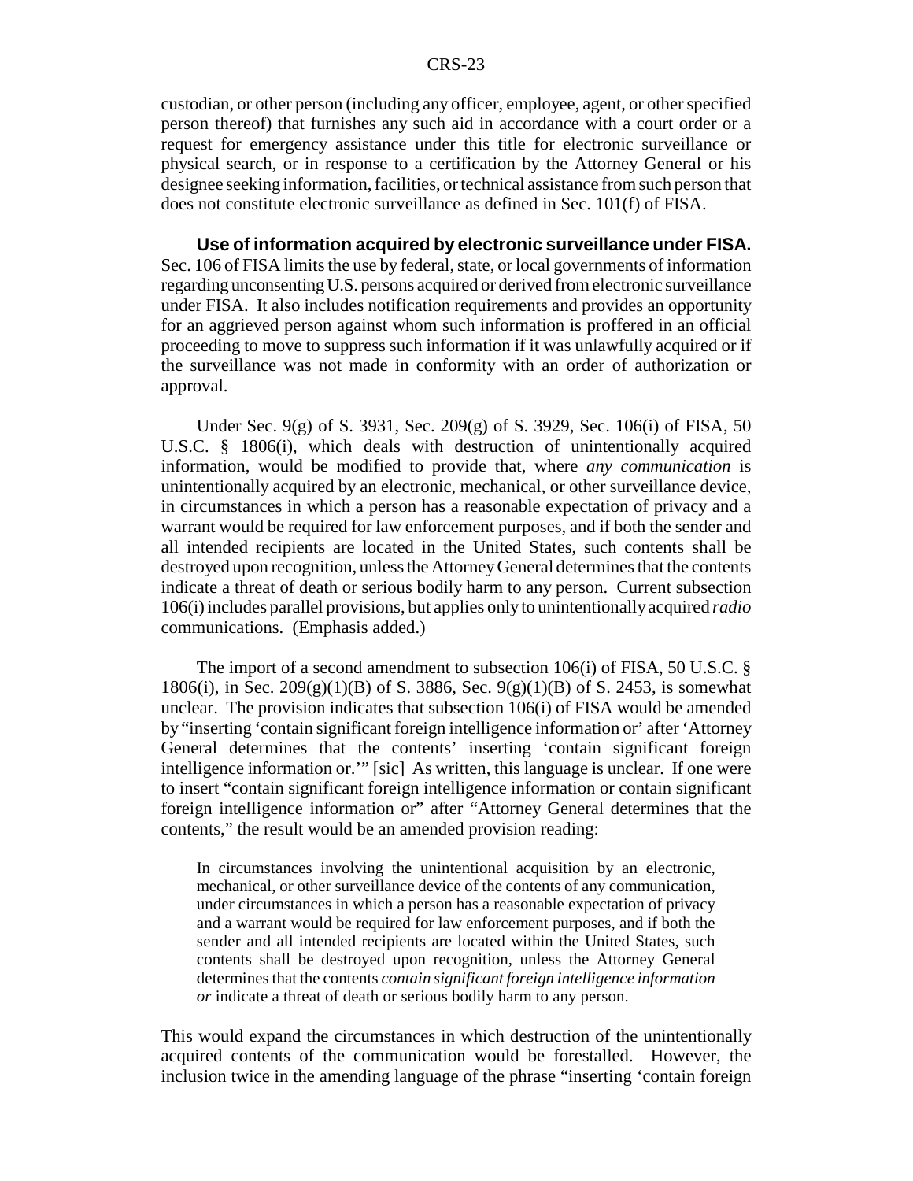custodian, or other person (including any officer, employee, agent, or other specified person thereof) that furnishes any such aid in accordance with a court order or a request for emergency assistance under this title for electronic surveillance or physical search, or in response to a certification by the Attorney General or his designee seeking information, facilities, or technical assistance from such person that does not constitute electronic surveillance as defined in Sec. 101(f) of FISA.

**Use of information acquired by electronic surveillance under FISA.** Sec. 106 of FISA limits the use by federal, state, or local governments of information regarding unconsenting U.S. persons acquired or derived from electronic surveillance under FISA. It also includes notification requirements and provides an opportunity for an aggrieved person against whom such information is proffered in an official proceeding to move to suppress such information if it was unlawfully acquired or if the surveillance was not made in conformity with an order of authorization or approval.

Under Sec. 9(g) of S. 3931, Sec. 209(g) of S. 3929, Sec. 106(i) of FISA, 50 U.S.C. § 1806(i), which deals with destruction of unintentionally acquired information, would be modified to provide that, where *any communication* is unintentionally acquired by an electronic, mechanical, or other surveillance device, in circumstances in which a person has a reasonable expectation of privacy and a warrant would be required for law enforcement purposes, and if both the sender and all intended recipients are located in the United States, such contents shall be destroyed upon recognition, unless the Attorney General determines that the contents indicate a threat of death or serious bodily harm to any person. Current subsection 106(i) includes parallel provisions, but applies only to unintentionally acquired *radio* communications. (Emphasis added.)

The import of a second amendment to subsection 106(i) of FISA, 50 U.S.C. § 1806(i), in Sec. 209(g)(1)(B) of S. 3886, Sec. 9(g)(1)(B) of S. 2453, is somewhat unclear. The provision indicates that subsection 106(i) of FISA would be amended by "inserting 'contain significant foreign intelligence information or' after 'Attorney General determines that the contents' inserting 'contain significant foreign intelligence information or.'" [sic] As written, this language is unclear. If one were to insert "contain significant foreign intelligence information or contain significant foreign intelligence information or" after "Attorney General determines that the contents," the result would be an amended provision reading:

> In circumstances involving the unintentional acquisition by an electronic, mechanical, or other surveillance device of the contents of any communication, under circumstances in which a person has a reasonable expectation of privacy and a warrant would be required for law enforcement purposes, and if both the sender and all intended recipients are located within the United States, such contents shall be destroyed upon recognition, unless the Attorney General determines that the contents *contain significant foreign intelligence information or* indicate a threat of death or serious bodily harm to any person.

This would expand the circumstances in which destruction of the unintentionally acquired contents of the communication would be forestalled. However, the inclusion twice in the amending language of the phrase "inserting 'contain foreign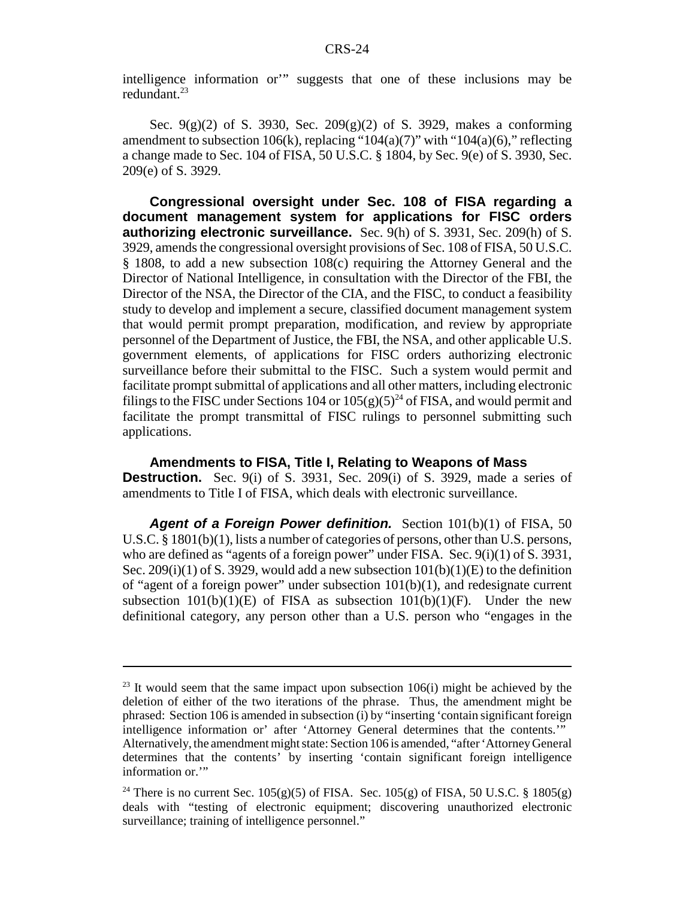intelligence information or'" suggests that one of these inclusions may be redundant.[23]

Sec. 9(g)(2) of S. 3930, Sec. 209(g)(2) of S. 3929, makes a conforming amendment to subsection 106(k), replacing "104(a)(7)" with "104(a)(6)," reflecting a change made to Sec. 104 of FISA, 50 U.S.C. § 1804, by Sec. 9(e) of S. 3930, Sec. 209(e) of S. 3929.

**Congressional oversight under Sec. 108 of FISA regarding a document management system for applications for FISC orders authorizing electronic surveillance.** Sec. 9(h) of S. 3931, Sec. 209(h) of S. 3929, amends the congressional oversight provisions of Sec. 108 of FISA, 50 U.S.C. § 1808, to add a new subsection 108(c) requiring the Attorney General and the Director of National Intelligence, in consultation with the Director of the FBI, the Director of the NSA, the Director of the CIA, and the FISC, to conduct a feasibility study to develop and implement a secure, classified document management system that would permit prompt preparation, modification, and review by appropriate personnel of the Department of Justice, the FBI, the NSA, and other applicable U.S. government elements, of applications for FISC orders authorizing electronic surveillance before their submittal to the FISC. Such a system would permit and facilitate prompt submittal of applications and all other matters, including electronic filings to the FISC under Sections 104 or 105(g)(5)[24] of FISA, and would permit and facilitate the prompt transmittal of FISC rulings to personnel submitting such applications.

**Amendments to FISA, Title I, Relating to Weapons of Mass Destruction.** Sec. 9(i) of S. 3931, Sec. 209(i) of S. 3929, made a series of amendments to Title I of FISA, which deals with electronic surveillance.

***Agent of a Foreign Power definition.*** Section 101(b)(1) of FISA, 50 U.S.C. § 1801(b)(1), lists a number of categories of persons, other than U.S. persons, who are defined as "agents of a foreign power" under FISA. Sec. 9(i)(1) of S. 3931, Sec. 209(i)(1) of S. 3929, would add a new subsection 101(b)(1)(E) to the definition of "agent of a foreign power" under subsection 101(b)(1), and redesignate current subsection 101(b)(1)(E) of FISA as subsection 101(b)(1)(F). Under the new definitional category, any person other than a U.S. person who "engages in the

---

[23] It would seem that the same impact upon subsection 106(i) might be achieved by the deletion of either of the two iterations of the phrase. Thus, the amendment might be phrased: Section 106 is amended in subsection (i) by "inserting 'contain significant foreign intelligence information or' after 'Attorney General determines that the contents.'" Alternatively, the amendment might state: Section 106 is amended, "after 'Attorney General determines that the contents' by inserting 'contain significant foreign intelligence information or.'"

[24] There is no current Sec. 105(g)(5) of FISA. Sec. 105(g) of FISA, 50 U.S.C. § 1805(g) deals with "testing of electronic equipment; discovering unauthorized electronic surveillance; training of intelligence personnel."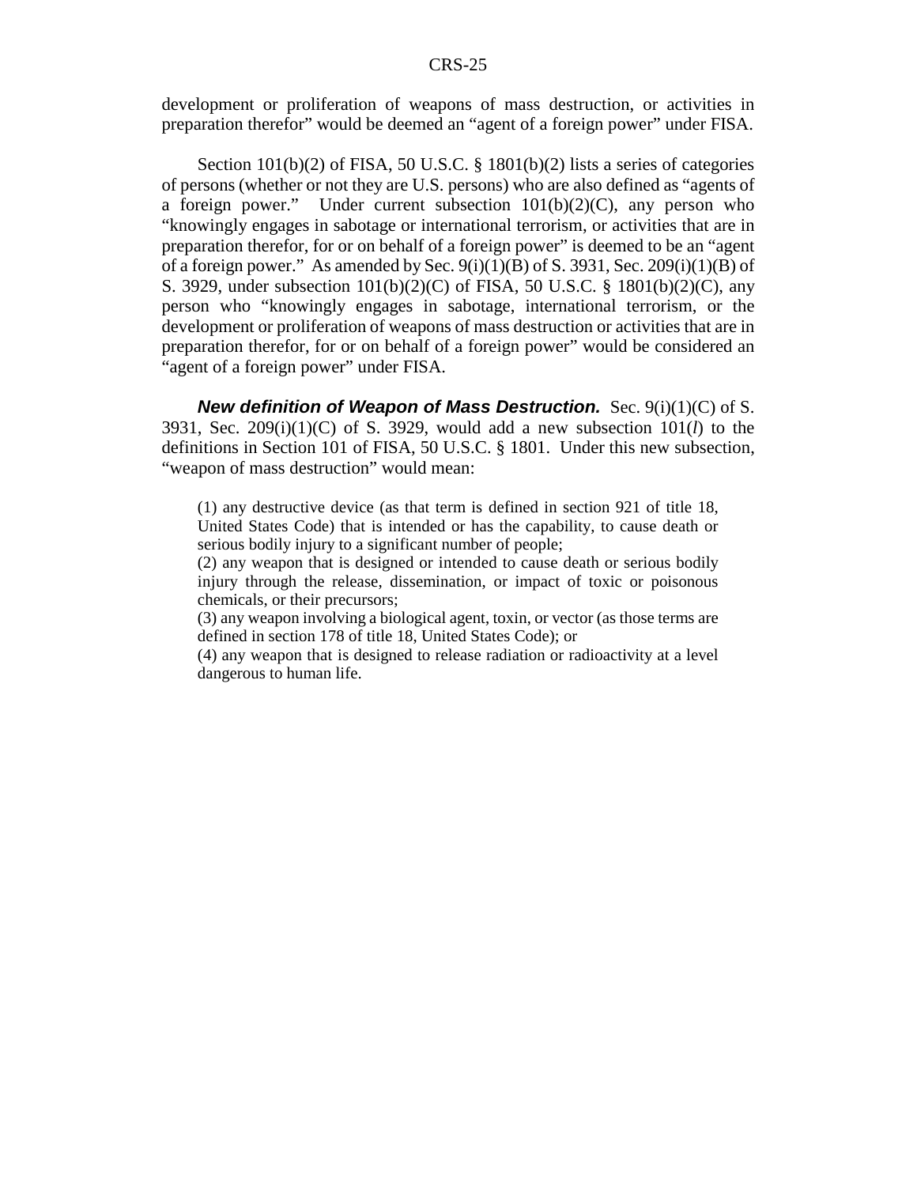development or proliferation of weapons of mass destruction, or activities in preparation therefor" would be deemed an "agent of a foreign power" under FISA.

Section 101(b)(2) of FISA, 50 U.S.C. § 1801(b)(2) lists a series of categories of persons (whether or not they are U.S. persons) who are also defined as "agents of a foreign power." Under current subsection 101(b)(2)(C), any person who "knowingly engages in sabotage or international terrorism, or activities that are in preparation therefor, for or on behalf of a foreign power" is deemed to be an "agent of a foreign power." As amended by Sec. 9(i)(1)(B) of S. 3931, Sec. 209(i)(1)(B) of S. 3929, under subsection 101(b)(2)(C) of FISA, 50 U.S.C. § 1801(b)(2)(C), any person who "knowingly engages in sabotage, international terrorism, or the development or proliferation of weapons of mass destruction or activities that are in preparation therefor, for or on behalf of a foreign power" would be considered an "agent of a foreign power" under FISA.

***New definition of Weapon of Mass Destruction.*** Sec. 9(i)(1)(C) of S. 3931, Sec. 209(i)(1)(C) of S. 3929, would add a new subsection 101(*l*) to the definitions in Section 101 of FISA, 50 U.S.C. § 1801. Under this new subsection, "weapon of mass destruction" would mean:

> (1) any destructive device (as that term is defined in section 921 of title 18, United States Code) that is intended or has the capability, to cause death or serious bodily injury to a significant number of people;
>
> (2) any weapon that is designed or intended to cause death or serious bodily injury through the release, dissemination, or impact of toxic or poisonous chemicals, or their precursors;
>
> (3) any weapon involving a biological agent, toxin, or vector (as those terms are defined in section 178 of title 18, United States Code); or
>
> (4) any weapon that is designed to release radiation or radioactivity at a level dangerous to human life.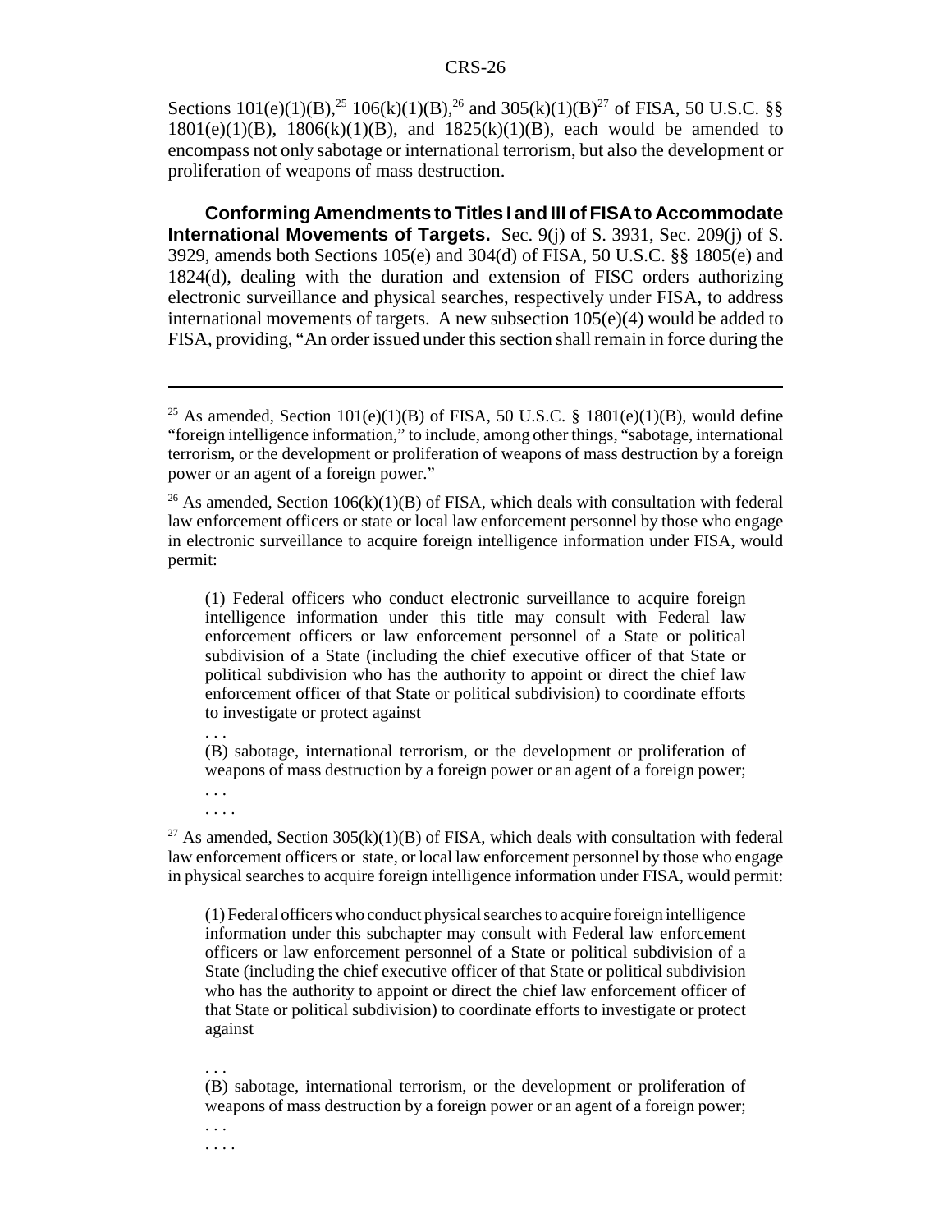Sections 101(e)(1)(B),[25] 106(k)(1)(B),[26] and 305(k)(1)(B)[27] of FISA, 50 U.S.C. §§ 1801(e)(1)(B), 1806(k)(1)(B), and 1825(k)(1)(B), each would be amended to encompass not only sabotage or international terrorism, but also the development or proliferation of weapons of mass destruction.

**Conforming Amendments to Titles I and III of FISA to Accommodate International Movements of Targets.** Sec. 9(j) of S. 3931, Sec. 209(j) of S. 3929, amends both Sections 105(e) and 304(d) of FISA, 50 U.S.C. §§ 1805(e) and 1824(d), dealing with the duration and extension of FISC orders authorizing electronic surveillance and physical searches, respectively under FISA, to address international movements of targets. A new subsection 105(e)(4) would be added to FISA, providing, "An order issued under this section shall remain in force during the

---

[25] As amended, Section 101(e)(1)(B) of FISA, 50 U.S.C. § 1801(e)(1)(B), would define "foreign intelligence information," to include, among other things, "sabotage, international terrorism, or the development or proliferation of weapons of mass destruction by a foreign power or an agent of a foreign power."

[26] As amended, Section 106(k)(1)(B) of FISA, which deals with consultation with federal law enforcement officers or state or local law enforcement personnel by those who engage in electronic surveillance to acquire foreign intelligence information under FISA, would permit:

> (1) Federal officers who conduct electronic surveillance to acquire foreign intelligence information under this title may consult with Federal law enforcement officers or law enforcement personnel of a State or political subdivision of a State (including the chief executive officer of that State or political subdivision who has the authority to appoint or direct the chief law enforcement officer of that State or political subdivision) to coordinate efforts to investigate or protect against
>
> . . .
>
> (B) sabotage, international terrorism, or the development or proliferation of weapons of mass destruction by a foreign power or an agent of a foreign power;
>
> . . .
>
> . . . .

[27] As amended, Section 305(k)(1)(B) of FISA, which deals with consultation with federal law enforcement officers or state, or local law enforcement personnel by those who engage in physical searches to acquire foreign intelligence information under FISA, would permit:

> (1) Federal officers who conduct physical searches to acquire foreign intelligence information under this subchapter may consult with Federal law enforcement officers or law enforcement personnel of a State or political subdivision of a State (including the chief executive officer of that State or political subdivision who has the authority to appoint or direct the chief law enforcement officer of that State or political subdivision) to coordinate efforts to investigate or protect against
>
> . . .
>
> (B) sabotage, international terrorism, or the development or proliferation of weapons of mass destruction by a foreign power or an agent of a foreign power;
>
> . . .
>
> . . . .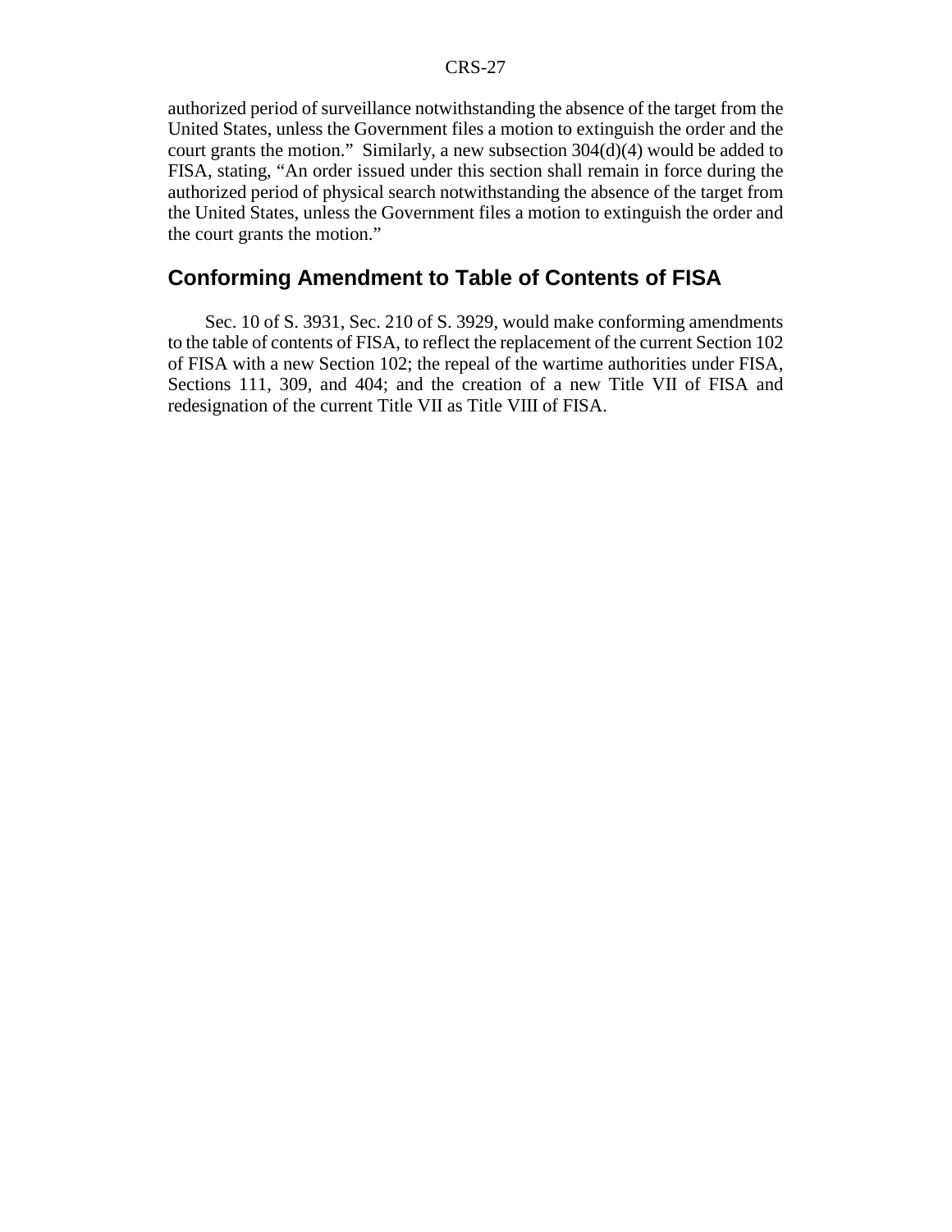authorized period of surveillance notwithstanding the absence of the target from the United States, unless the Government files a motion to extinguish the order and the court grants the motion." Similarly, a new subsection 304(d)(4) would be added to FISA, stating, "An order issued under this section shall remain in force during the authorized period of physical search notwithstanding the absence of the target from the United States, unless the Government files a motion to extinguish the order and the court grants the motion."

## Conforming Amendment to Table of Contents of FISA

Sec. 10 of S. 3931, Sec. 210 of S. 3929, would make conforming amendments to the table of contents of FISA, to reflect the replacement of the current Section 102 of FISA with a new Section 102; the repeal of the wartime authorities under FISA, Sections 111, 309, and 404; and the creation of a new Title VII of FISA and redesignation of the current Title VII as Title VIII of FISA.